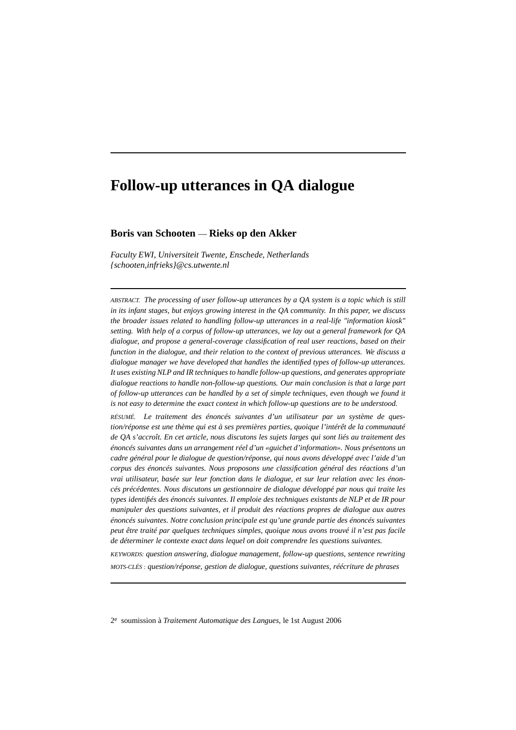# Follow-up utterances in QA dialogue

**Boris van Schooten — Rieks op den Akker**

*Faculty EWI, Universiteit Twente, Enschede, Netherlands*
*{schooten,infrieks}@cs.utwente.nl*

---

ABSTRACT. *The processing of user follow-up utterances by a QA system is a topic which is still in its infant stages, but enjoys growing interest in the QA community. In this paper, we discuss the broader issues related to handling follow-up utterances in a real-life "information kiosk" setting. With help of a corpus of follow-up utterances, we lay out a general framework for QA dialogue, and propose a general-coverage classification of real user reactions, based on their function in the dialogue, and their relation to the context of previous utterances. We discuss a dialogue manager we have developed that handles the identified types of follow-up utterances. It uses existing NLP and IR techniques to handle follow-up questions, and generates appropriate dialogue reactions to handle non-follow-up questions. Our main conclusion is that a large part of follow-up utterances can be handled by a set of simple techniques, even though we found it is not easy to determine the exact context in which follow-up questions are to be understood.*

RÉSUMÉ. *Le traitement des énoncés suivantes d'un utilisateur par un système de question/réponse est une thème qui est à ses premières parties, quoique l'intérêt de la communauté de QA s'accroît. En cet article, nous discutons les sujets larges qui sont liés au traitement des énoncés suivantes dans un arrangement réel d'un «guichet d'information». Nous présentons un cadre général pour le dialogue de question/réponse, qui nous avons développé avec l'aide d'un corpus des énoncés suivantes. Nous proposons une classification général des réactions d'un vrai utilisateur, basée sur leur fonction dans le dialogue, et sur leur relation avec les énoncés précédentes. Nous discutons un gestionnaire de dialogue développé par nous qui traite les types identifiés des énoncés suivantes. Il emploie des techniques existants de NLP et de IR pour manipuler des questions suivantes, et il produit des réactions propres de dialogue aux autres énoncés suivantes. Notre conclusion principale est qu'une grande partie des énoncés suivantes peut être traité par quelques techniques simples, quoique nous avons trouvé il n'est pas facile de déterminer le contexte exact dans lequel on doit comprendre les questions suivantes.*

KEYWORDS: *question answering, dialogue management, follow-up questions, sentence rewriting*

MOTS-CLÉS : *question/réponse, gestion de dialogue, questions suivantes, réécriture de phrases*

---

2e soumission à *Traitement Automatique des Langues*, le 1st August 2006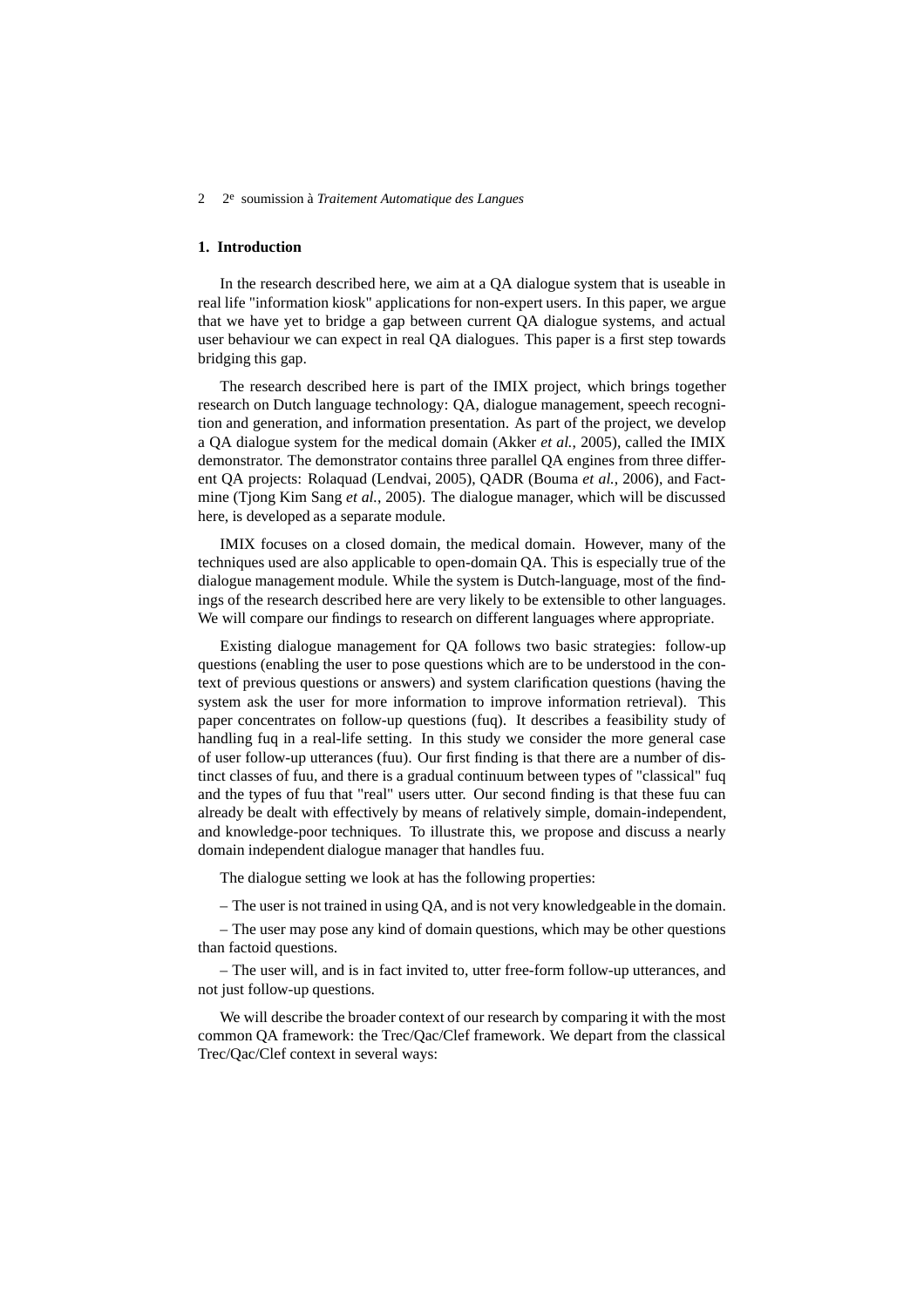## 1. Introduction

In the research described here, we aim at a QA dialogue system that is useable in real life "information kiosk" applications for non-expert users. In this paper, we argue that we have yet to bridge a gap between current QA dialogue systems, and actual user behaviour we can expect in real QA dialogues. This paper is a first step towards bridging this gap.

The research described here is part of the IMIX project, which brings together research on Dutch language technology: QA, dialogue management, speech recognition and generation, and information presentation. As part of the project, we develop a QA dialogue system for the medical domain (Akker *et al.*, 2005), called the IMIX demonstrator. The demonstrator contains three parallel QA engines from three different QA projects: Rolaquad (Lendvai, 2005), QADR (Bouma *et al.*, 2006), and Factmine (Tjong Kim Sang *et al.*, 2005). The dialogue manager, which will be discussed here, is developed as a separate module.

IMIX focuses on a closed domain, the medical domain. However, many of the techniques used are also applicable to open-domain QA. This is especially true of the dialogue management module. While the system is Dutch-language, most of the findings of the research described here are very likely to be extensible to other languages. We will compare our findings to research on different languages where appropriate.

Existing dialogue management for QA follows two basic strategies: follow-up questions (enabling the user to pose questions which are to be understood in the context of previous questions or answers) and system clarification questions (having the system ask the user for more information to improve information retrieval). This paper concentrates on follow-up questions (fuq). It describes a feasibility study of handling fuq in a real-life setting. In this study we consider the more general case of user follow-up utterances (fuu). Our first finding is that there are a number of distinct classes of fuu, and there is a gradual continuum between types of "classical" fuq and the types of fuu that "real" users utter. Our second finding is that these fuu can already be dealt with effectively by means of relatively simple, domain-independent, and knowledge-poor techniques. To illustrate this, we propose and discuss a nearly domain independent dialogue manager that handles fuu.

The dialogue setting we look at has the following properties:

– The user is not trained in using QA, and is not very knowledgeable in the domain.

– The user may pose any kind of domain questions, which may be other questions than factoid questions.

– The user will, and is in fact invited to, utter free-form follow-up utterances, and not just follow-up questions.

We will describe the broader context of our research by comparing it with the most common QA framework: the Trec/Qac/Clef framework. We depart from the classical Trec/Qac/Clef context in several ways: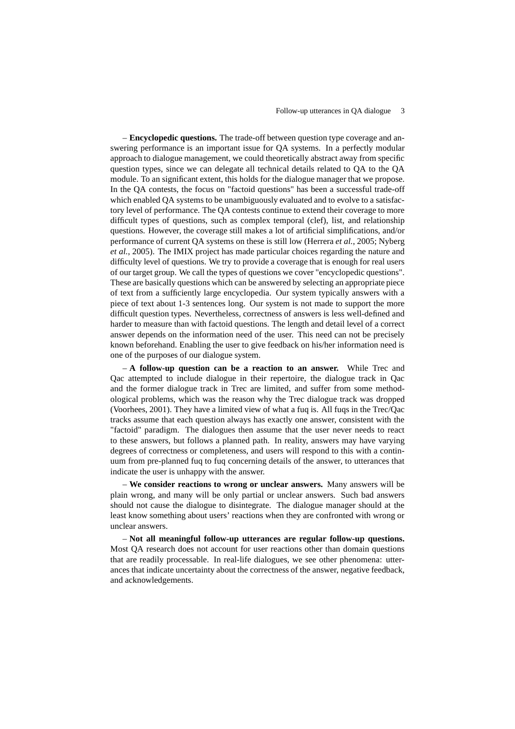– **Encyclopedic questions.** The trade-off between question type coverage and answering performance is an important issue for QA systems. In a perfectly modular approach to dialogue management, we could theoretically abstract away from specific question types, since we can delegate all technical details related to QA to the QA module. To an significant extent, this holds for the dialogue manager that we propose. In the QA contests, the focus on "factoid questions" has been a successful trade-off which enabled QA systems to be unambiguously evaluated and to evolve to a satisfactory level of performance. The QA contests continue to extend their coverage to more difficult types of questions, such as complex temporal (clef), list, and relationship questions. However, the coverage still makes a lot of artificial simplifications, and/or performance of current QA systems on these is still low (Herrera *et al.*, 2005; Nyberg *et al.*, 2005). The IMIX project has made particular choices regarding the nature and difficulty level of questions. We try to provide a coverage that is enough for real users of our target group. We call the types of questions we cover "encyclopedic questions". These are basically questions which can be answered by selecting an appropriate piece of text from a sufficiently large encyclopedia. Our system typically answers with a piece of text about 1-3 sentences long. Our system is not made to support the more difficult question types. Nevertheless, correctness of answers is less well-defined and harder to measure than with factoid questions. The length and detail level of a correct answer depends on the information need of the user. This need can not be precisely known beforehand. Enabling the user to give feedback on his/her information need is one of the purposes of our dialogue system.

– **A follow-up question can be a reaction to an answer.** While Trec and Qac attempted to include dialogue in their repertoire, the dialogue track in Qac and the former dialogue track in Trec are limited, and suffer from some methodological problems, which was the reason why the Trec dialogue track was dropped (Voorhees, 2001). They have a limited view of what a fuq is. All fuqs in the Trec/Qac tracks assume that each question always has exactly one answer, consistent with the "factoid" paradigm. The dialogues then assume that the user never needs to react to these answers, but follows a planned path. In reality, answers may have varying degrees of correctness or completeness, and users will respond to this with a continuum from pre-planned fuq to fuq concerning details of the answer, to utterances that indicate the user is unhappy with the answer.

– **We consider reactions to wrong or unclear answers.** Many answers will be plain wrong, and many will be only partial or unclear answers. Such bad answers should not cause the dialogue to disintegrate. The dialogue manager should at the least know something about users' reactions when they are confronted with wrong or unclear answers.

– **Not all meaningful follow-up utterances are regular follow-up questions.** Most QA research does not account for user reactions other than domain questions that are readily processable. In real-life dialogues, we see other phenomena: utterances that indicate uncertainty about the correctness of the answer, negative feedback, and acknowledgements.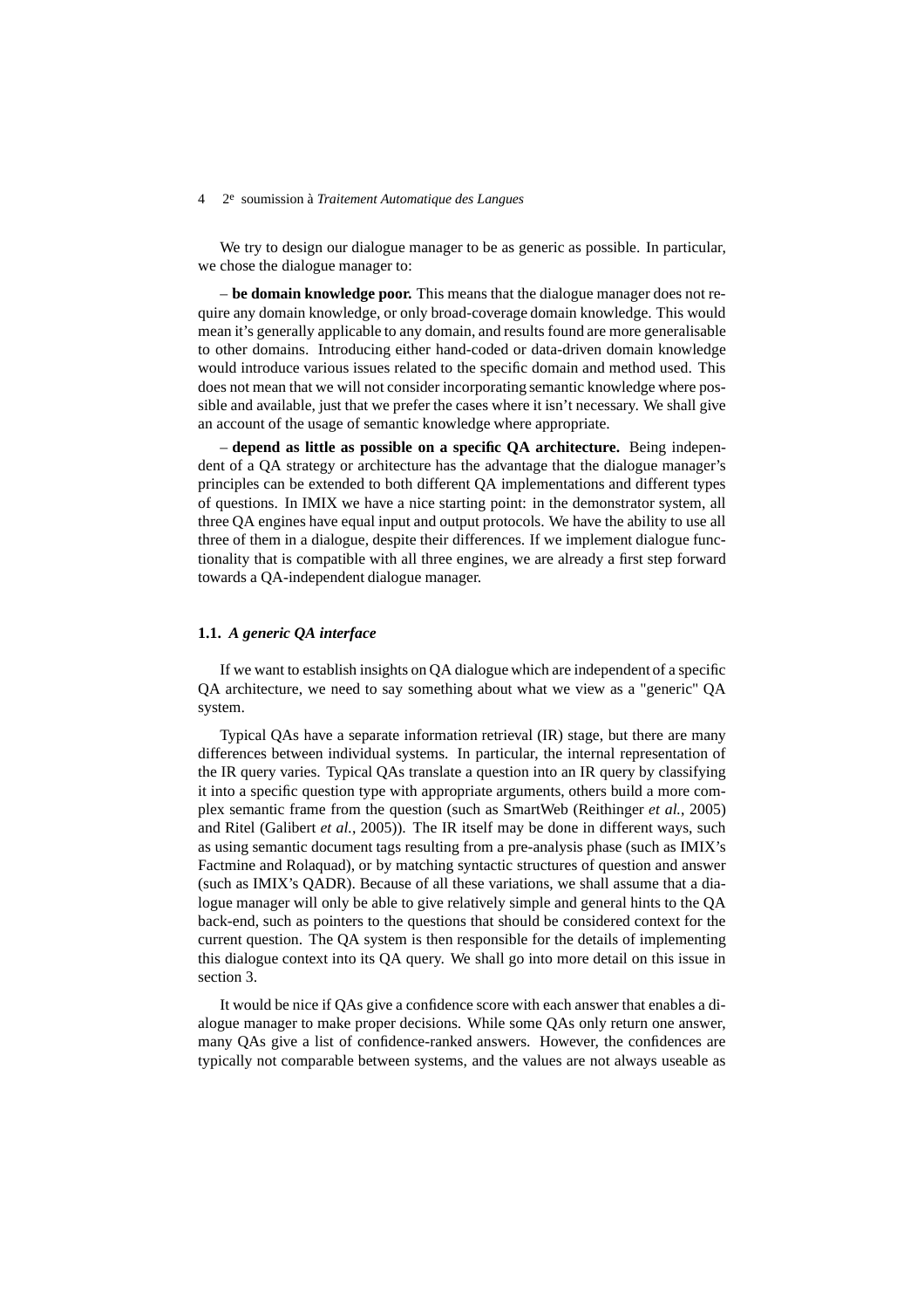We try to design our dialogue manager to be as generic as possible. In particular, we chose the dialogue manager to:

– **be domain knowledge poor.** This means that the dialogue manager does not require any domain knowledge, or only broad-coverage domain knowledge. This would mean it's generally applicable to any domain, and results found are more generalisable to other domains. Introducing either hand-coded or data-driven domain knowledge would introduce various issues related to the specific domain and method used. This does not mean that we will not consider incorporating semantic knowledge where possible and available, just that we prefer the cases where it isn't necessary. We shall give an account of the usage of semantic knowledge where appropriate.

– **depend as little as possible on a specific QA architecture.** Being independent of a QA strategy or architecture has the advantage that the dialogue manager's principles can be extended to both different QA implementations and different types of questions. In IMIX we have a nice starting point: in the demonstrator system, all three QA engines have equal input and output protocols. We have the ability to use all three of them in a dialogue, despite their differences. If we implement dialogue functionality that is compatible with all three engines, we are already a first step forward towards a QA-independent dialogue manager.

### 1.1. *A generic QA interface*

If we want to establish insights on QA dialogue which are independent of a specific QA architecture, we need to say something about what we view as a "generic" QA system.

Typical QAs have a separate information retrieval (IR) stage, but there are many differences between individual systems. In particular, the internal representation of the IR query varies. Typical QAs translate a question into an IR query by classifying it into a specific question type with appropriate arguments, others build a more complex semantic frame from the question (such as SmartWeb (Reithinger *et al.*, 2005) and Ritel (Galibert *et al.*, 2005)). The IR itself may be done in different ways, such as using semantic document tags resulting from a pre-analysis phase (such as IMIX's Factmine and Rolaquad), or by matching syntactic structures of question and answer (such as IMIX's QADR). Because of all these variations, we shall assume that a dialogue manager will only be able to give relatively simple and general hints to the QA back-end, such as pointers to the questions that should be considered context for the current question. The QA system is then responsible for the details of implementing this dialogue context into its QA query. We shall go into more detail on this issue in section 3.

It would be nice if QAs give a confidence score with each answer that enables a dialogue manager to make proper decisions. While some QAs only return one answer, many QAs give a list of confidence-ranked answers. However, the confidences are typically not comparable between systems, and the values are not always useable as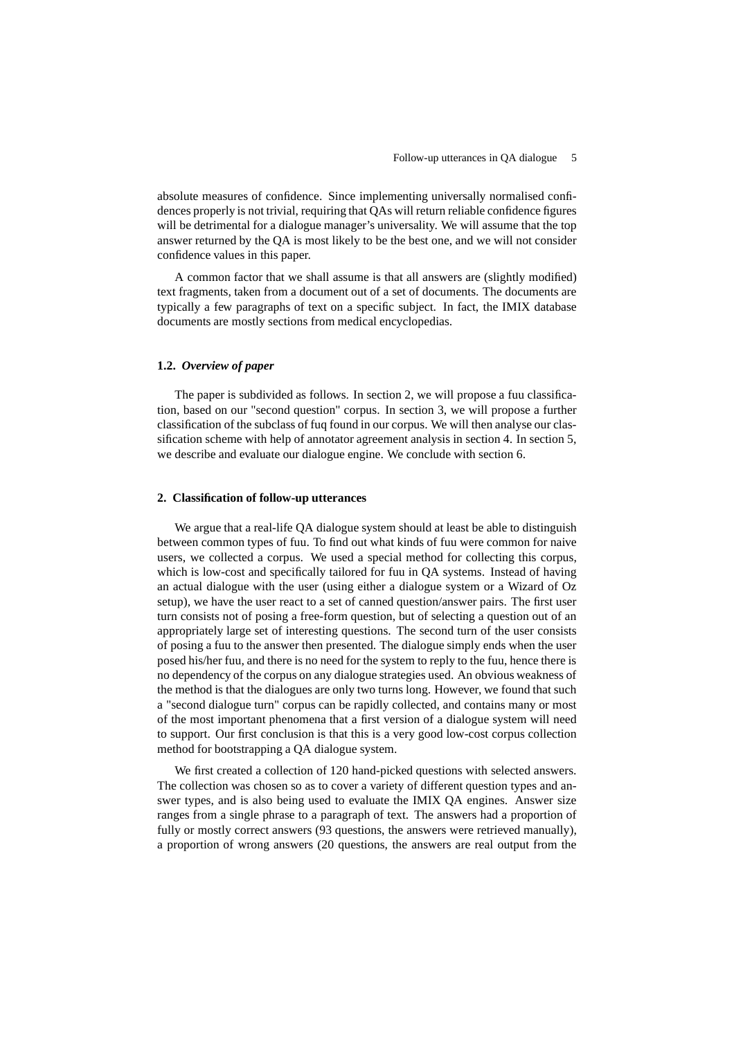absolute measures of confidence. Since implementing universally normalised confidences properly is not trivial, requiring that QAs will return reliable confidence figures will be detrimental for a dialogue manager's universality. We will assume that the top answer returned by the QA is most likely to be the best one, and we will not consider confidence values in this paper.

A common factor that we shall assume is that all answers are (slightly modified) text fragments, taken from a document out of a set of documents. The documents are typically a few paragraphs of text on a specific subject. In fact, the IMIX database documents are mostly sections from medical encyclopedias.

### 1.2. *Overview of paper*

The paper is subdivided as follows. In section 2, we will propose a fuu classification, based on our "second question" corpus. In section 3, we will propose a further classification of the subclass of fuq found in our corpus. We will then analyse our classification scheme with help of annotator agreement analysis in section 4. In section 5, we describe and evaluate our dialogue engine. We conclude with section 6.

## 2. Classification of follow-up utterances

We argue that a real-life QA dialogue system should at least be able to distinguish between common types of fuu. To find out what kinds of fuu were common for naive users, we collected a corpus. We used a special method for collecting this corpus, which is low-cost and specifically tailored for fuu in QA systems. Instead of having an actual dialogue with the user (using either a dialogue system or a Wizard of Oz setup), we have the user react to a set of canned question/answer pairs. The first user turn consists not of posing a free-form question, but of selecting a question out of an appropriately large set of interesting questions. The second turn of the user consists of posing a fuu to the answer then presented. The dialogue simply ends when the user posed his/her fuu, and there is no need for the system to reply to the fuu, hence there is no dependency of the corpus on any dialogue strategies used. An obvious weakness of the method is that the dialogues are only two turns long. However, we found that such a "second dialogue turn" corpus can be rapidly collected, and contains many or most of the most important phenomena that a first version of a dialogue system will need to support. Our first conclusion is that this is a very good low-cost corpus collection method for bootstrapping a QA dialogue system.

We first created a collection of 120 hand-picked questions with selected answers. The collection was chosen so as to cover a variety of different question types and answer types, and is also being used to evaluate the IMIX QA engines. Answer size ranges from a single phrase to a paragraph of text. The answers had a proportion of fully or mostly correct answers (93 questions, the answers were retrieved manually), a proportion of wrong answers (20 questions, the answers are real output from the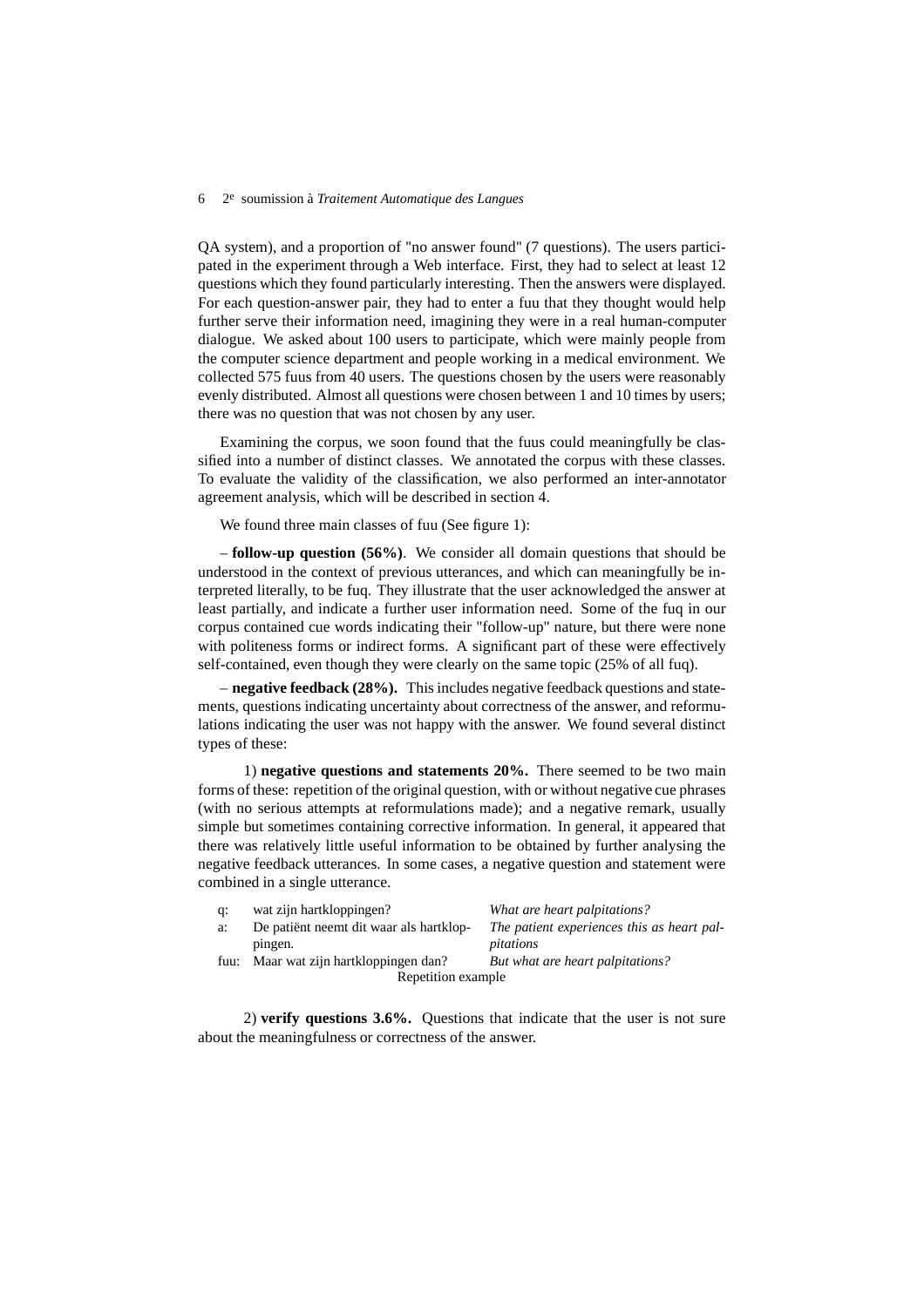QA system), and a proportion of "no answer found" (7 questions). The users participated in the experiment through a Web interface. First, they had to select at least 12 questions which they found particularly interesting. Then the answers were displayed. For each question-answer pair, they had to enter a fuu that they thought would help further serve their information need, imagining they were in a real human-computer dialogue. We asked about 100 users to participate, which were mainly people from the computer science department and people working in a medical environment. We collected 575 fuus from 40 users. The questions chosen by the users were reasonably evenly distributed. Almost all questions were chosen between 1 and 10 times by users; there was no question that was not chosen by any user.

Examining the corpus, we soon found that the fuus could meaningfully be classified into a number of distinct classes. We annotated the corpus with these classes. To evaluate the validity of the classification, we also performed an inter-annotator agreement analysis, which will be described in section 4.

We found three main classes of fuu (See figure 1):

– **follow-up question (56%)**. We consider all domain questions that should be understood in the context of previous utterances, and which can meaningfully be interpreted literally, to be fuq. They illustrate that the user acknowledged the answer at least partially, and indicate a further user information need. Some of the fuq in our corpus contained cue words indicating their "follow-up" nature, but there were none with politeness forms or indirect forms. A significant part of these were effectively self-contained, even though they were clearly on the same topic (25% of all fuq).

– **negative feedback (28%).** This includes negative feedback questions and statements, questions indicating uncertainty about correctness of the answer, and reformulations indicating the user was not happy with the answer. We found several distinct types of these:

1) **negative questions and statements 20%.** There seemed to be two main forms of these: repetition of the original question, with or without negative cue phrases (with no serious attempts at reformulations made); and a negative remark, usually simple but sometimes containing corrective information. In general, it appeared that there was relatively little useful information to be obtained by further analysing the negative feedback utterances. In some cases, a negative question and statement were combined in a single utterance.

| | | |
|---|---|---|
| q: | wat zijn hartkloppingen? | *What are heart palpitations?* |
| a: | De patiënt neemt dit waar als hartkloppingen. | *The patient experiences this as heart palpitations* |
| fuu: | Maar wat zijn hartkloppingen dan? | *But what are heart palpitations?* |

Repetition example

2) **verify questions 3.6%.** Questions that indicate that the user is not sure about the meaningfulness or correctness of the answer.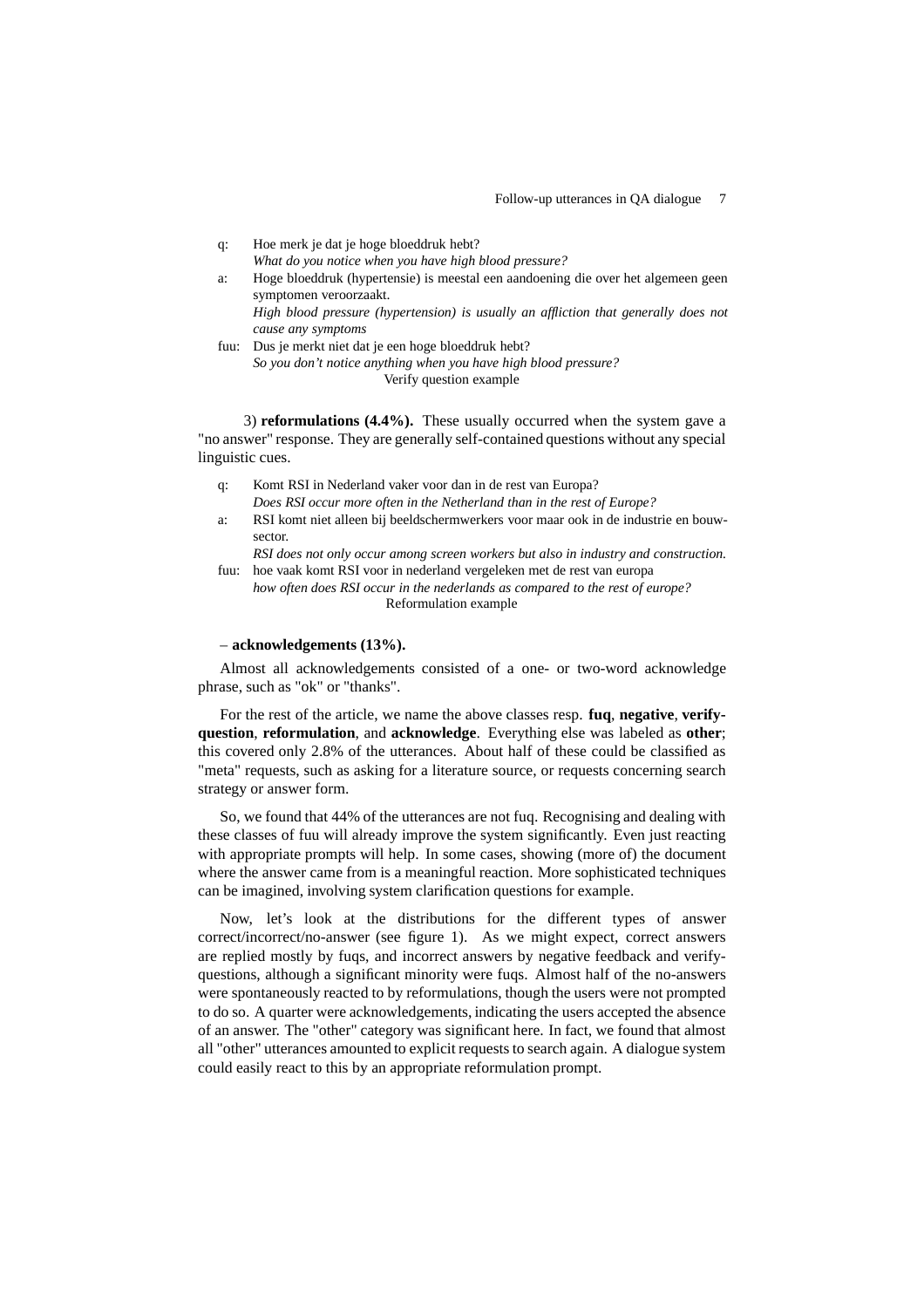q: Hoe merk je dat je hoge bloeddruk hebt?
*What do you notice when you have high blood pressure?*

a: Hoge bloeddruk (hypertensie) is meestal een aandoening die over het algemeen geen symptomen veroorzaakt.
*High blood pressure (hypertension) is usually an affliction that generally does not cause any symptoms*

fuu: Dus je merkt niet dat je een hoge bloeddruk hebt?
*So you don't notice anything when you have high blood pressure?*

Verify question example

3) **reformulations (4.4%).** These usually occurred when the system gave a "no answer" response. They are generally self-contained questions without any special linguistic cues.

q: Komt RSI in Nederland vaker voor dan in de rest van Europa?
*Does RSI occur more often in the Netherland than in the rest of Europe?*

a: RSI komt niet alleen bij beeldschermwerkers voor maar ook in de industrie en bouwsector.
*RSI does not only occur among screen workers but also in industry and construction.*

fuu: hoe vaak komt RSI voor in nederland vergeleken met de rest van europa
*how often does RSI occur in the nederlands as compared to the rest of europe?*

Reformulation example

– **acknowledgements (13%).**

Almost all acknowledgements consisted of a one- or two-word acknowledge phrase, such as "ok" or "thanks".

For the rest of the article, we name the above classes resp. **fuq**, **negative**, **verify-question**, **reformulation**, and **acknowledge**. Everything else was labeled as **other**; this covered only 2.8% of the utterances. About half of these could be classified as "meta" requests, such as asking for a literature source, or requests concerning search strategy or answer form.

So, we found that 44% of the utterances are not fuq. Recognising and dealing with these classes of fuu will already improve the system significantly. Even just reacting with appropriate prompts will help. In some cases, showing (more of) the document where the answer came from is a meaningful reaction. More sophisticated techniques can be imagined, involving system clarification questions for example.

Now, let's look at the distributions for the different types of answer correct/incorrect/no-answer (see figure 1). As we might expect, correct answers are replied mostly by fuqs, and incorrect answers by negative feedback and verify-questions, although a significant minority were fuqs. Almost half of the no-answers were spontaneously reacted to by reformulations, though the users were not prompted to do so. A quarter were acknowledgements, indicating the users accepted the absence of an answer. The "other" category was significant here. In fact, we found that almost all "other" utterances amounted to explicit requests to search again. A dialogue system could easily react to this by an appropriate reformulation prompt.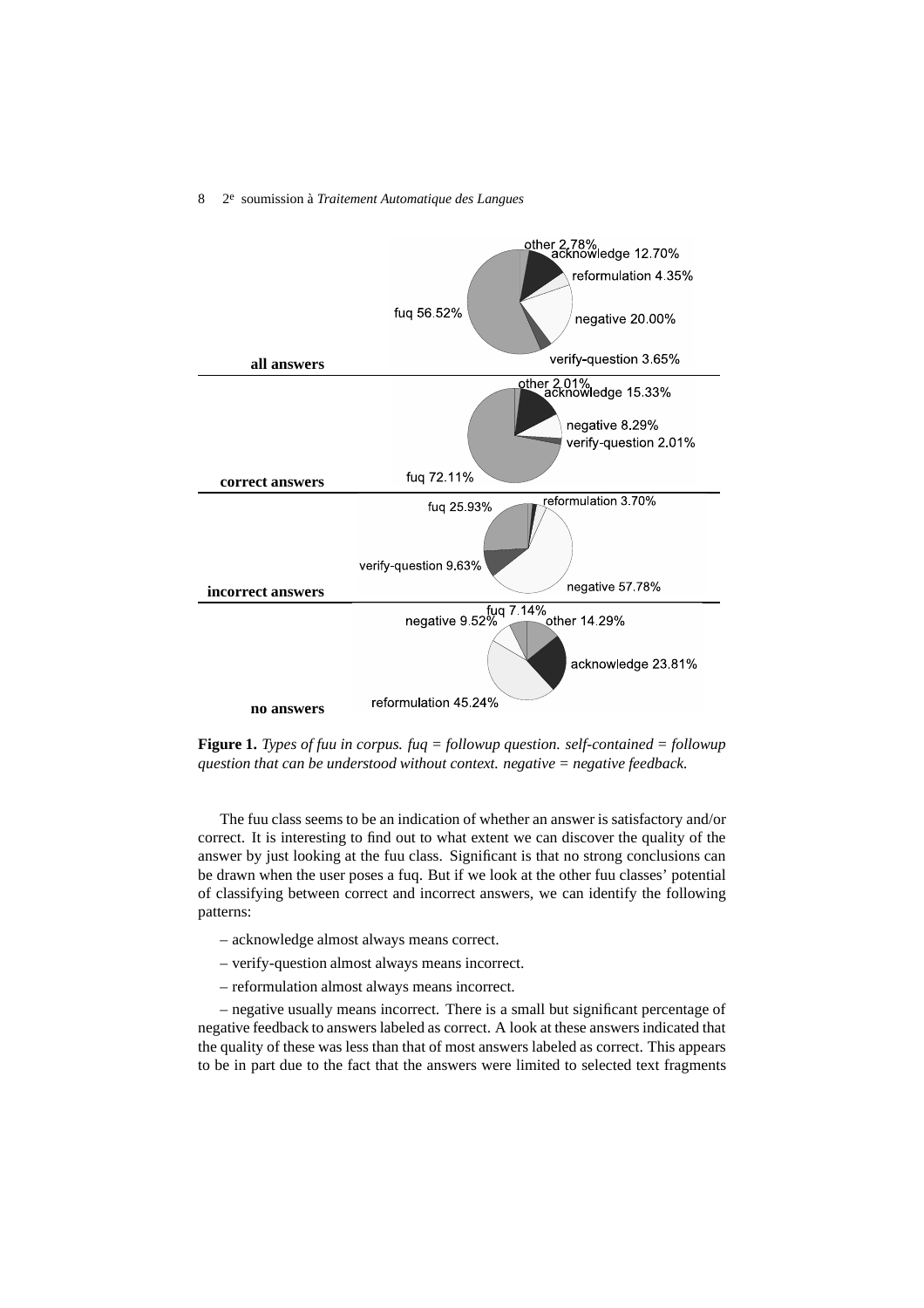all answers: other 2.78%, acknowledge 12.70%, reformulation 4.35%, negative 20.00%, verify-question 3.65%, fuq 56.52%

correct answers: other 2.01%, acknowledge 15.33%, negative 8.29%, verify-question 2.01%, fuq 72.11%

incorrect answers: fuq 25.93%, reformulation 3.70%, verify-question 9.63%, negative 57.78%

no answers: fuq 7.14%, negative 9.52%, other 14.29%, acknowledge 23.81%, reformulation 45.24%

**Figure 1.** *Types of fuu in corpus. fuq = followup question. self-contained = followup question that can be understood without context. negative = negative feedback.*

The fuu class seems to be an indication of whether an answer is satisfactory and/or correct. It is interesting to find out to what extent we can discover the quality of the answer by just looking at the fuu class. Significant is that no strong conclusions can be drawn when the user poses a fuq. But if we look at the other fuu classes' potential of classifying between correct and incorrect answers, we can identify the following patterns:

– acknowledge almost always means correct.

– verify-question almost always means incorrect.

– reformulation almost always means incorrect.

– negative usually means incorrect. There is a small but significant percentage of negative feedback to answers labeled as correct. A look at these answers indicated that the quality of these was less than that of most answers labeled as correct. This appears to be in part due to the fact that the answers were limited to selected text fragments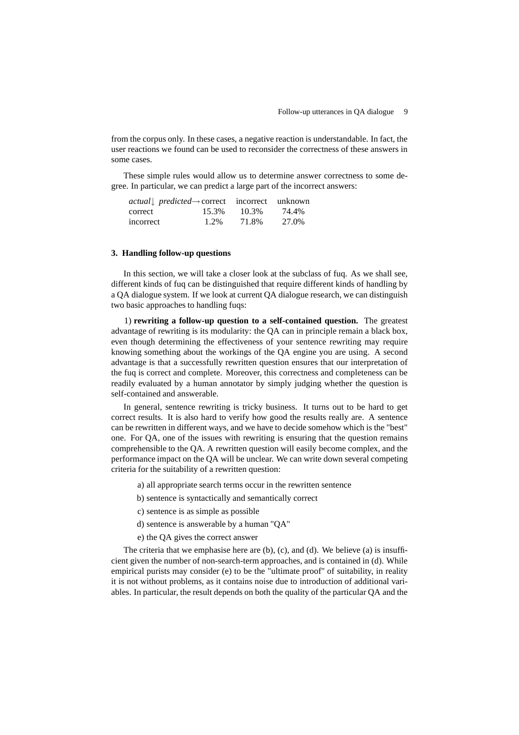from the corpus only. In these cases, a negative reaction is understandable. In fact, the user reactions we found can be used to reconsider the correctness of these answers in some cases.

These simple rules would allow us to determine answer correctness to some degree. In particular, we can predict a large part of the incorrect answers:

| *actual*↓ *predicted*→ | correct | incorrect | unknown |
|---|---|---|---|
| correct | 15.3% | 10.3% | 74.4% |
| incorrect | 1.2% | 71.8% | 27.0% |

### 3. Handling follow-up questions

In this section, we will take a closer look at the subclass of fuq. As we shall see, different kinds of fuq can be distinguished that require different kinds of handling by a QA dialogue system. If we look at current QA dialogue research, we can distinguish two basic approaches to handling fuqs:

1) **rewriting a follow-up question to a self-contained question.** The greatest advantage of rewriting is its modularity: the QA can in principle remain a black box, even though determining the effectiveness of your sentence rewriting may require knowing something about the workings of the QA engine you are using. A second advantage is that a successfully rewritten question ensures that our interpretation of the fuq is correct and complete. Moreover, this correctness and completeness can be readily evaluated by a human annotator by simply judging whether the question is self-contained and answerable.

In general, sentence rewriting is tricky business. It turns out to be hard to get correct results. It is also hard to verify how good the results really are. A sentence can be rewritten in different ways, and we have to decide somehow which is the "best" one. For QA, one of the issues with rewriting is ensuring that the question remains comprehensible to the QA. A rewritten question will easily become complex, and the performance impact on the QA will be unclear. We can write down several competing criteria for the suitability of a rewritten question:

a) all appropriate search terms occur in the rewritten sentence

b) sentence is syntactically and semantically correct

c) sentence is as simple as possible

d) sentence is answerable by a human "QA"

e) the QA gives the correct answer

The criteria that we emphasise here are (b), (c), and (d). We believe (a) is insufficient given the number of non-search-term approaches, and is contained in (d). While empirical purists may consider (e) to be the "ultimate proof" of suitability, in reality it is not without problems, as it contains noise due to introduction of additional variables. In particular, the result depends on both the quality of the particular QA and the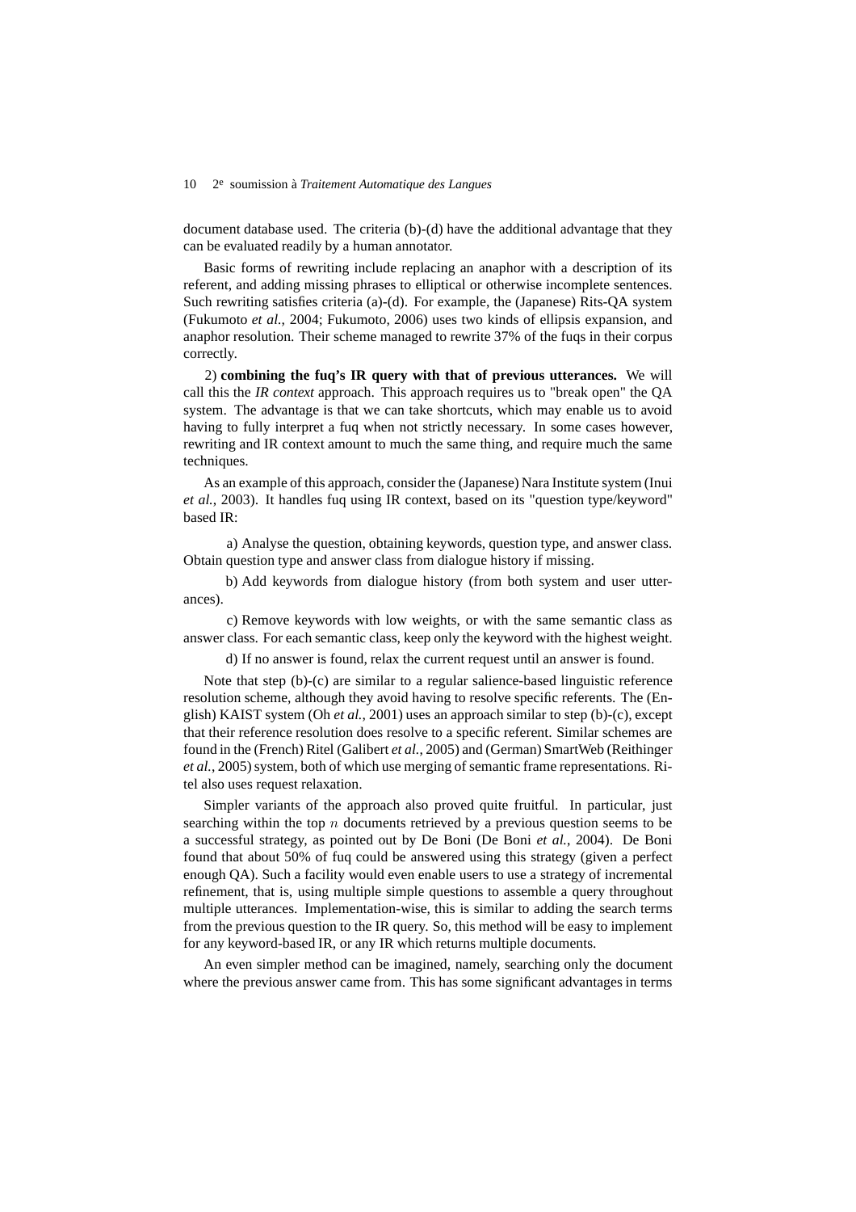document database used. The criteria (b)-(d) have the additional advantage that they can be evaluated readily by a human annotator.

Basic forms of rewriting include replacing an anaphor with a description of its referent, and adding missing phrases to elliptical or otherwise incomplete sentences. Such rewriting satisfies criteria (a)-(d). For example, the (Japanese) Rits-QA system (Fukumoto *et al.*, 2004; Fukumoto, 2006) uses two kinds of ellipsis expansion, and anaphor resolution. Their scheme managed to rewrite 37% of the fuqs in their corpus correctly.

2) **combining the fuq's IR query with that of previous utterances.** We will call this the *IR context* approach. This approach requires us to "break open" the QA system. The advantage is that we can take shortcuts, which may enable us to avoid having to fully interpret a fuq when not strictly necessary. In some cases however, rewriting and IR context amount to much the same thing, and require much the same techniques.

As an example of this approach, consider the (Japanese) Nara Institute system (Inui *et al.*, 2003). It handles fuq using IR context, based on its "question type/keyword" based IR:

a) Analyse the question, obtaining keywords, question type, and answer class. Obtain question type and answer class from dialogue history if missing.

b) Add keywords from dialogue history (from both system and user utterances).

c) Remove keywords with low weights, or with the same semantic class as answer class. For each semantic class, keep only the keyword with the highest weight.

d) If no answer is found, relax the current request until an answer is found.

Note that step (b)-(c) are similar to a regular salience-based linguistic reference resolution scheme, although they avoid having to resolve specific referents. The (English) KAIST system (Oh *et al.*, 2001) uses an approach similar to step (b)-(c), except that their reference resolution does resolve to a specific referent. Similar schemes are found in the (French) Ritel (Galibert *et al.*, 2005) and (German) SmartWeb (Reithinger *et al.*, 2005) system, both of which use merging of semantic frame representations. Ritel also uses request relaxation.

Simpler variants of the approach also proved quite fruitful. In particular, just searching within the top $n$ documents retrieved by a previous question seems to be a successful strategy, as pointed out by De Boni (De Boni *et al.*, 2004). De Boni found that about 50% of fuq could be answered using this strategy (given a perfect enough QA). Such a facility would even enable users to use a strategy of incremental refinement, that is, using multiple simple questions to assemble a query throughout multiple utterances. Implementation-wise, this is similar to adding the search terms from the previous question to the IR query. So, this method will be easy to implement for any keyword-based IR, or any IR which returns multiple documents.

An even simpler method can be imagined, namely, searching only the document where the previous answer came from. This has some significant advantages in terms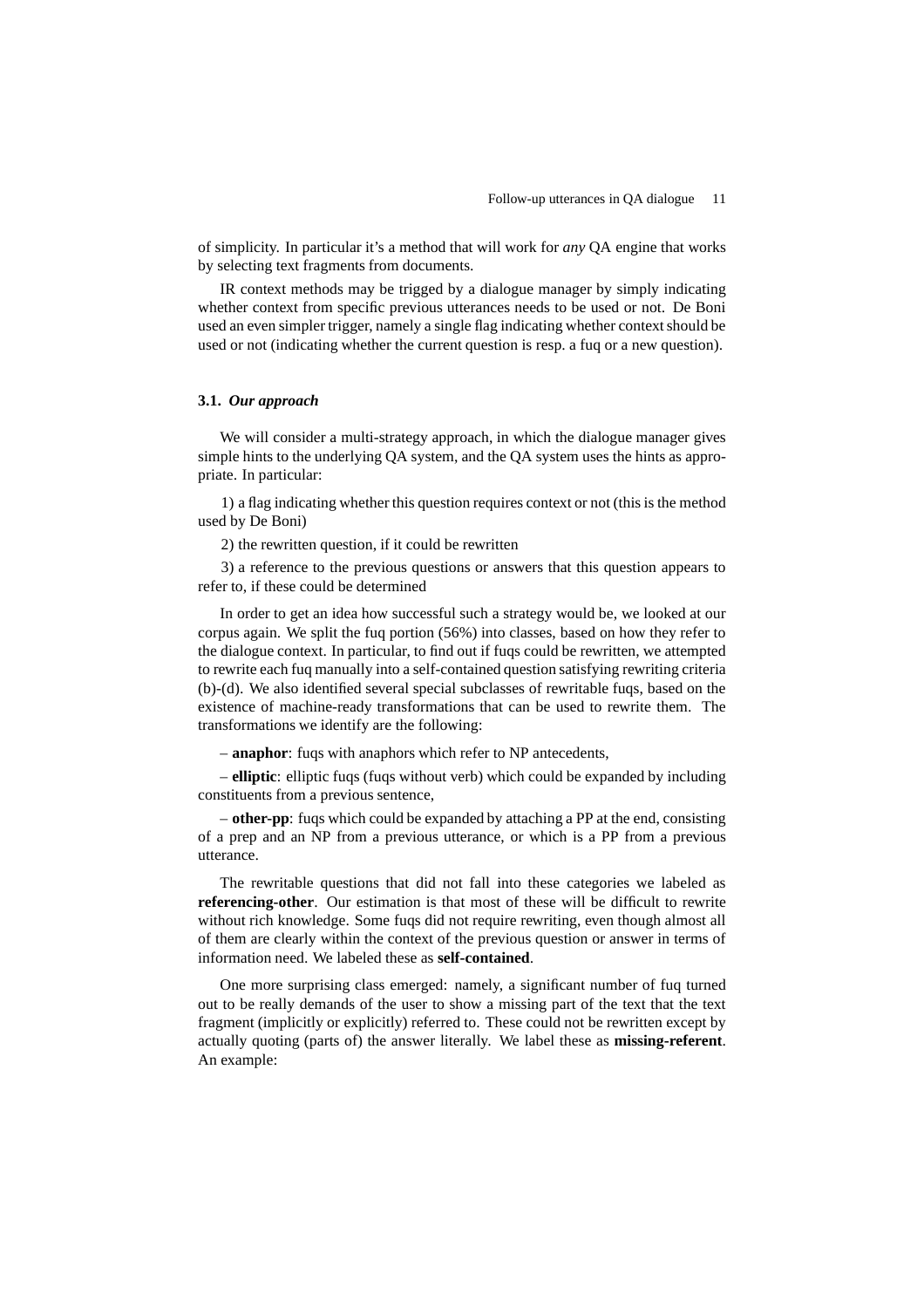of simplicity. In particular it's a method that will work for *any* QA engine that works by selecting text fragments from documents.

IR context methods may be trigged by a dialogue manager by simply indicating whether context from specific previous utterances needs to be used or not. De Boni used an even simpler trigger, namely a single flag indicating whether context should be used or not (indicating whether the current question is resp. a fuq or a new question).

### 3.1. *Our approach*

We will consider a multi-strategy approach, in which the dialogue manager gives simple hints to the underlying QA system, and the QA system uses the hints as appropriate. In particular:

1) a flag indicating whether this question requires context or not (this is the method used by De Boni)

2) the rewritten question, if it could be rewritten

3) a reference to the previous questions or answers that this question appears to refer to, if these could be determined

In order to get an idea how successful such a strategy would be, we looked at our corpus again. We split the fuq portion (56%) into classes, based on how they refer to the dialogue context. In particular, to find out if fuqs could be rewritten, we attempted to rewrite each fuq manually into a self-contained question satisfying rewriting criteria (b)-(d). We also identified several special subclasses of rewritable fuqs, based on the existence of machine-ready transformations that can be used to rewrite them. The transformations we identify are the following:

– **anaphor**: fuqs with anaphors which refer to NP antecedents,

– **elliptic**: elliptic fuqs (fuqs without verb) which could be expanded by including constituents from a previous sentence,

– **other-pp**: fuqs which could be expanded by attaching a PP at the end, consisting of a prep and an NP from a previous utterance, or which is a PP from a previous utterance.

The rewritable questions that did not fall into these categories we labeled as **referencing-other**. Our estimation is that most of these will be difficult to rewrite without rich knowledge. Some fuqs did not require rewriting, even though almost all of them are clearly within the context of the previous question or answer in terms of information need. We labeled these as **self-contained**.

One more surprising class emerged: namely, a significant number of fuq turned out to be really demands of the user to show a missing part of the text that the text fragment (implicitly or explicitly) referred to. These could not be rewritten except by actually quoting (parts of) the answer literally. We label these as **missing-referent**. An example: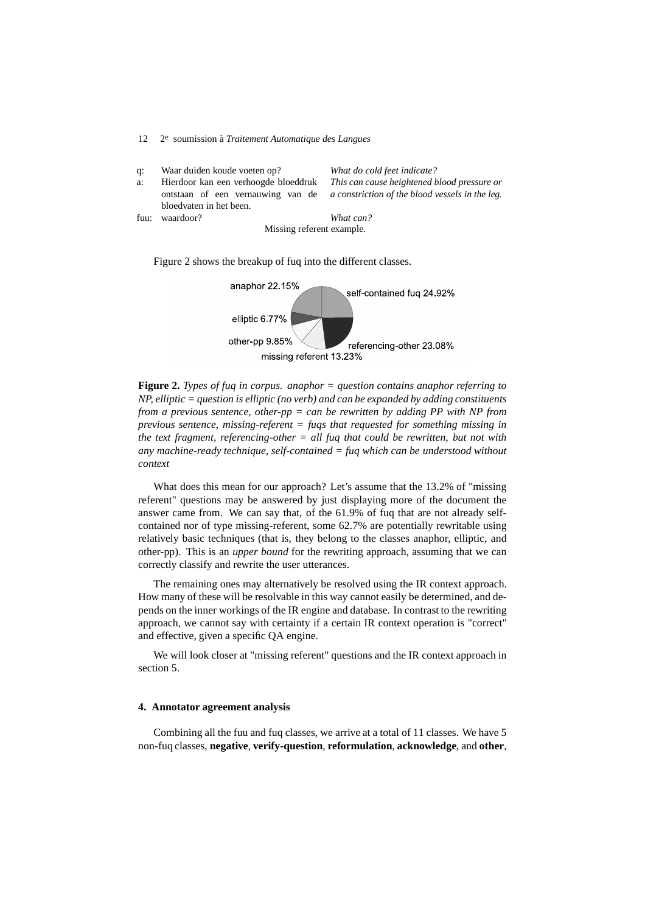| | | |
|---|---|---|
| q: | Waar duiden koude voeten op? | *What do cold feet indicate?* |
| a: | Hierdoor kan een verhoogde bloeddruk ontstaan of een vernauwing van de bloedvaten in het been. | *This can cause heightened blood pressure or a constriction of the blood vessels in the leg.* |
| fuu: | waardoor? | *What can?* |

Missing referent example.

Figure 2 shows the breakup of fuq into the different classes.

anaphor 22.15%, self-contained fuq 24.92%, elliptic 6.77%, other-pp 9.85%, referencing-other 23.08%, missing referent 13.23%

**Figure 2.** *Types of fuq in corpus. anaphor = question contains anaphor referring to NP, elliptic = question is elliptic (no verb) and can be expanded by adding constituents from a previous sentence, other-pp = can be rewritten by adding PP with NP from previous sentence, missing-referent = fuqs that requested for something missing in the text fragment, referencing-other = all fuq that could be rewritten, but not with any machine-ready technique, self-contained = fuq which can be understood without context*

What does this mean for our approach? Let's assume that the 13.2% of "missing referent" questions may be answered by just displaying more of the document the answer came from. We can say that, of the 61.9% of fuq that are not already self-contained nor of type missing-referent, some 62.7% are potentially rewritable using relatively basic techniques (that is, they belong to the classes anaphor, elliptic, and other-pp). This is an *upper bound* for the rewriting approach, assuming that we can correctly classify and rewrite the user utterances.

The remaining ones may alternatively be resolved using the IR context approach. How many of these will be resolvable in this way cannot easily be determined, and depends on the inner workings of the IR engine and database. In contrast to the rewriting approach, we cannot say with certainty if a certain IR context operation is "correct" and effective, given a specific QA engine.

We will look closer at "missing referent" questions and the IR context approach in section 5.

## 4. Annotator agreement analysis

Combining all the fuu and fuq classes, we arrive at a total of 11 classes. We have 5 non-fuq classes, **negative**, **verify-question**, **reformulation**, **acknowledge**, and **other**,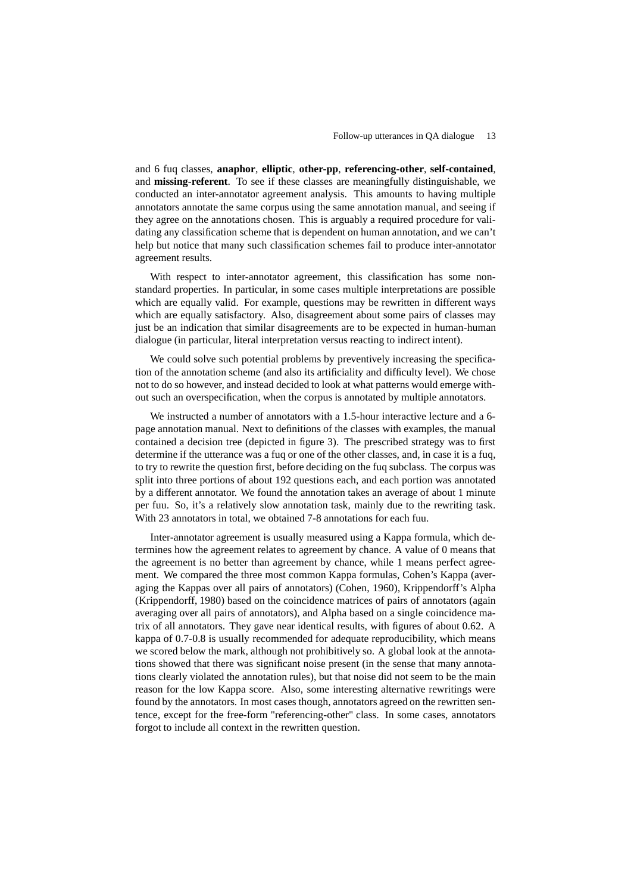and 6 fuq classes, **anaphor**, **elliptic**, **other-pp**, **referencing-other**, **self-contained**, and **missing-referent**. To see if these classes are meaningfully distinguishable, we conducted an inter-annotator agreement analysis. This amounts to having multiple annotators annotate the same corpus using the same annotation manual, and seeing if they agree on the annotations chosen. This is arguably a required procedure for validating any classification scheme that is dependent on human annotation, and we can't help but notice that many such classification schemes fail to produce inter-annotator agreement results.

With respect to inter-annotator agreement, this classification has some non-standard properties. In particular, in some cases multiple interpretations are possible which are equally valid. For example, questions may be rewritten in different ways which are equally satisfactory. Also, disagreement about some pairs of classes may just be an indication that similar disagreements are to be expected in human-human dialogue (in particular, literal interpretation versus reacting to indirect intent).

We could solve such potential problems by preventively increasing the specification of the annotation scheme (and also its artificiality and difficulty level). We chose not to do so however, and instead decided to look at what patterns would emerge without such an overspecification, when the corpus is annotated by multiple annotators.

We instructed a number of annotators with a 1.5-hour interactive lecture and a 6-page annotation manual. Next to definitions of the classes with examples, the manual contained a decision tree (depicted in figure 3). The prescribed strategy was to first determine if the utterance was a fuq or one of the other classes, and, in case it is a fuq, to try to rewrite the question first, before deciding on the fuq subclass. The corpus was split into three portions of about 192 questions each, and each portion was annotated by a different annotator. We found the annotation takes an average of about 1 minute per fuu. So, it's a relatively slow annotation task, mainly due to the rewriting task. With 23 annotators in total, we obtained 7-8 annotations for each fuu.

Inter-annotator agreement is usually measured using a Kappa formula, which determines how the agreement relates to agreement by chance. A value of 0 means that the agreement is no better than agreement by chance, while 1 means perfect agreement. We compared the three most common Kappa formulas, Cohen's Kappa (averaging the Kappas over all pairs of annotators) (Cohen, 1960), Krippendorff's Alpha (Krippendorff, 1980) based on the coincidence matrices of pairs of annotators (again averaging over all pairs of annotators), and Alpha based on a single coincidence matrix of all annotators. They gave near identical results, with figures of about 0.62. A kappa of 0.7-0.8 is usually recommended for adequate reproducibility, which means we scored below the mark, although not prohibitively so. A global look at the annotations showed that there was significant noise present (in the sense that many annotations clearly violated the annotation rules), but that noise did not seem to be the main reason for the low Kappa score. Also, some interesting alternative rewritings were found by the annotators. In most cases though, annotators agreed on the rewritten sentence, except for the free-form "referencing-other" class. In some cases, annotators forgot to include all context in the rewritten question.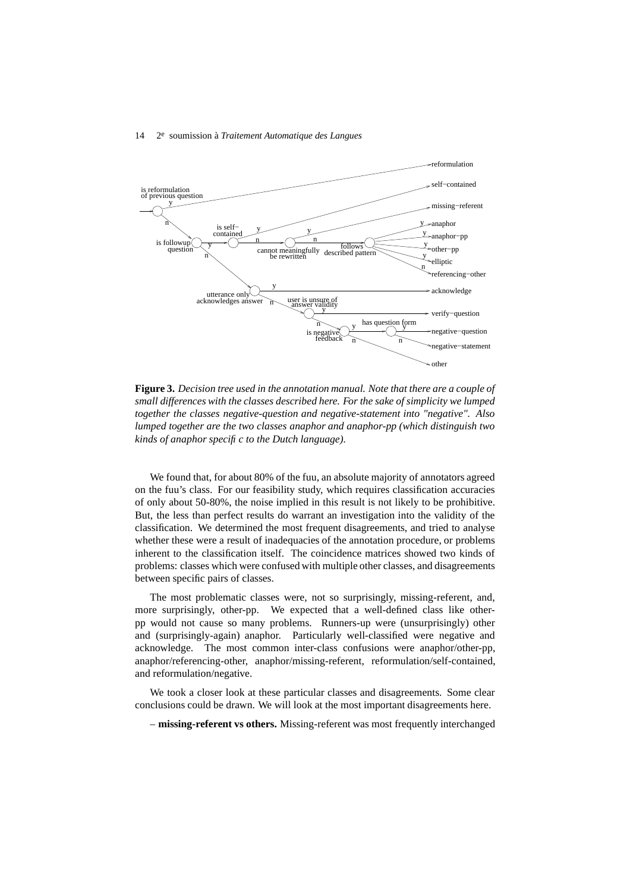**Figure 3.** *Decision tree used in the annotation manual. Note that there are a couple of small differences with the classes described here. For the sake of simplicity we lumped together the classes negative-question and negative-statement into "negative". Also lumped together are the two classes anaphor and anaphor-pp (which distinguish two kinds of anaphor specific to the Dutch language).*

We found that, for about 80% of the fuu, an absolute majority of annotators agreed on the fuu's class. For our feasibility study, which requires classification accuracies of only about 50-80%, the noise implied in this result is not likely to be prohibitive. But, the less than perfect results do warrant an investigation into the validity of the classification. We determined the most frequent disagreements, and tried to analyse whether these were a result of inadequacies of the annotation procedure, or problems inherent to the classification itself. The coincidence matrices showed two kinds of problems: classes which were confused with multiple other classes, and disagreements between specific pairs of classes.

The most problematic classes were, not so surprisingly, missing-referent, and, more surprisingly, other-pp. We expected that a well-defined class like other-pp would not cause so many problems. Runners-up were (unsurprisingly) other and (surprisingly-again) anaphor. Particularly well-classified were negative and acknowledge. The most common inter-class confusions were anaphor/other-pp, anaphor/referencing-other, anaphor/missing-referent, reformulation/self-contained, and reformulation/negative.

We took a closer look at these particular classes and disagreements. Some clear conclusions could be drawn. We will look at the most important disagreements here.

– **missing-referent vs others.** Missing-referent was most frequently interchanged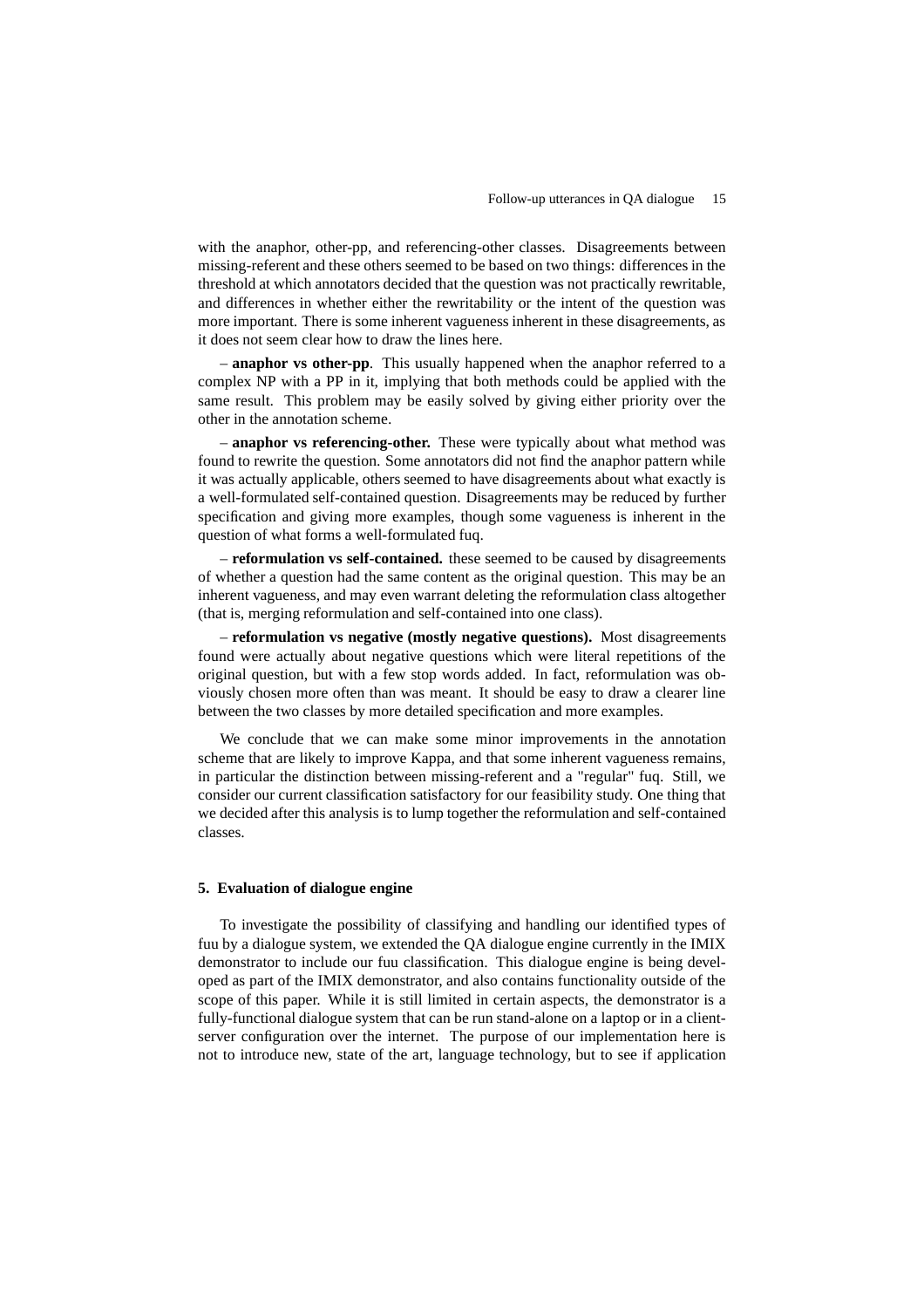with the anaphor, other-pp, and referencing-other classes. Disagreements between missing-referent and these others seemed to be based on two things: differences in the threshold at which annotators decided that the question was not practically rewritable, and differences in whether either the rewritability or the intent of the question was more important. There is some inherent vagueness inherent in these disagreements, as it does not seem clear how to draw the lines here.

– **anaphor vs other-pp**. This usually happened when the anaphor referred to a complex NP with a PP in it, implying that both methods could be applied with the same result. This problem may be easily solved by giving either priority over the other in the annotation scheme.

– **anaphor vs referencing-other.** These were typically about what method was found to rewrite the question. Some annotators did not find the anaphor pattern while it was actually applicable, others seemed to have disagreements about what exactly is a well-formulated self-contained question. Disagreements may be reduced by further specification and giving more examples, though some vagueness is inherent in the question of what forms a well-formulated fuq.

– **reformulation vs self-contained.** these seemed to be caused by disagreements of whether a question had the same content as the original question. This may be an inherent vagueness, and may even warrant deleting the reformulation class altogether (that is, merging reformulation and self-contained into one class).

– **reformulation vs negative (mostly negative questions).** Most disagreements found were actually about negative questions which were literal repetitions of the original question, but with a few stop words added. In fact, reformulation was obviously chosen more often than was meant. It should be easy to draw a clearer line between the two classes by more detailed specification and more examples.

We conclude that we can make some minor improvements in the annotation scheme that are likely to improve Kappa, and that some inherent vagueness remains, in particular the distinction between missing-referent and a "regular" fuq. Still, we consider our current classification satisfactory for our feasibility study. One thing that we decided after this analysis is to lump together the reformulation and self-contained classes.

## 5. Evaluation of dialogue engine

To investigate the possibility of classifying and handling our identified types of fuu by a dialogue system, we extended the QA dialogue engine currently in the IMIX demonstrator to include our fuu classification. This dialogue engine is being developed as part of the IMIX demonstrator, and also contains functionality outside of the scope of this paper. While it is still limited in certain aspects, the demonstrator is a fully-functional dialogue system that can be run stand-alone on a laptop or in a client-server configuration over the internet. The purpose of our implementation here is not to introduce new, state of the art, language technology, but to see if application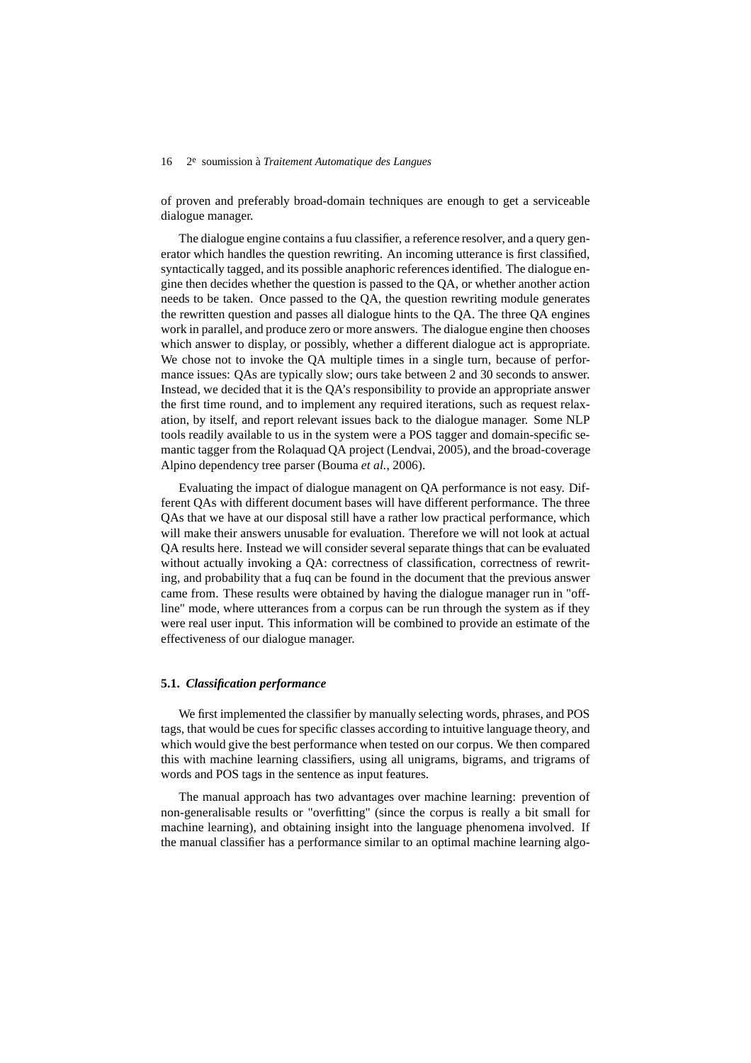of proven and preferably broad-domain techniques are enough to get a serviceable dialogue manager.

The dialogue engine contains a fuu classifier, a reference resolver, and a query generator which handles the question rewriting. An incoming utterance is first classified, syntactically tagged, and its possible anaphoric references identified. The dialogue engine then decides whether the question is passed to the QA, or whether another action needs to be taken. Once passed to the QA, the question rewriting module generates the rewritten question and passes all dialogue hints to the QA. The three QA engines work in parallel, and produce zero or more answers. The dialogue engine then chooses which answer to display, or possibly, whether a different dialogue act is appropriate. We chose not to invoke the QA multiple times in a single turn, because of performance issues: QAs are typically slow; ours take between 2 and 30 seconds to answer. Instead, we decided that it is the QA's responsibility to provide an appropriate answer the first time round, and to implement any required iterations, such as request relaxation, by itself, and report relevant issues back to the dialogue manager. Some NLP tools readily available to us in the system were a POS tagger and domain-specific semantic tagger from the Rolaquad QA project (Lendvai, 2005), and the broad-coverage Alpino dependency tree parser (Bouma *et al.*, 2006).

Evaluating the impact of dialogue managent on QA performance is not easy. Different QAs with different document bases will have different performance. The three QAs that we have at our disposal still have a rather low practical performance, which will make their answers unusable for evaluation. Therefore we will not look at actual QA results here. Instead we will consider several separate things that can be evaluated without actually invoking a QA: correctness of classification, correctness of rewriting, and probability that a fuq can be found in the document that the previous answer came from. These results were obtained by having the dialogue manager run in "offline" mode, where utterances from a corpus can be run through the system as if they were real user input. This information will be combined to provide an estimate of the effectiveness of our dialogue manager.

### 5.1. *Classification performance*

We first implemented the classifier by manually selecting words, phrases, and POS tags, that would be cues for specific classes according to intuitive language theory, and which would give the best performance when tested on our corpus. We then compared this with machine learning classifiers, using all unigrams, bigrams, and trigrams of words and POS tags in the sentence as input features.

The manual approach has two advantages over machine learning: prevention of non-generalisable results or "overfitting" (since the corpus is really a bit small for machine learning), and obtaining insight into the language phenomena involved. If the manual classifier has a performance similar to an optimal machine learning algo-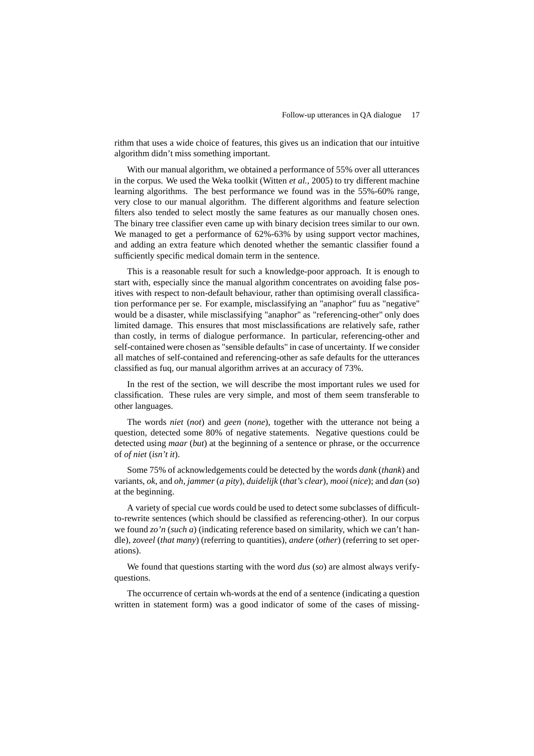rithm that uses a wide choice of features, this gives us an indication that our intuitive algorithm didn't miss something important.

With our manual algorithm, we obtained a performance of 55% over all utterances in the corpus. We used the Weka toolkit (Witten *et al.*, 2005) to try different machine learning algorithms. The best performance we found was in the 55%-60% range, very close to our manual algorithm. The different algorithms and feature selection filters also tended to select mostly the same features as our manually chosen ones. The binary tree classifier even came up with binary decision trees similar to our own. We managed to get a performance of 62%-63% by using support vector machines, and adding an extra feature which denoted whether the semantic classifier found a sufficiently specific medical domain term in the sentence.

This is a reasonable result for such a knowledge-poor approach. It is enough to start with, especially since the manual algorithm concentrates on avoiding false positives with respect to non-default behaviour, rather than optimising overall classification performance per se. For example, misclassifying an "anaphor" fuu as "negative" would be a disaster, while misclassifying "anaphor" as "referencing-other" only does limited damage. This ensures that most misclassifications are relatively safe, rather than costly, in terms of dialogue performance. In particular, referencing-other and self-contained were chosen as "sensible defaults" in case of uncertainty. If we consider all matches of self-contained and referencing-other as safe defaults for the utterances classified as fuq, our manual algorithm arrives at an accuracy of 73%.

In the rest of the section, we will describe the most important rules we used for classification. These rules are very simple, and most of them seem transferable to other languages.

The words *niet* (*not*) and *geen* (*none*), together with the utterance not being a question, detected some 80% of negative statements. Negative questions could be detected using *maar* (*but*) at the beginning of a sentence or phrase, or the occurrence of *of niet* (*isn't it*).

Some 75% of acknowledgements could be detected by the words *dank* (*thank*) and variants, *ok*, and *oh*, *jammer* (*a pity*), *duidelijk* (*that's clear*), *mooi* (*nice*); and *dan* (*so*) at the beginning.

A variety of special cue words could be used to detect some subclasses of difficult-to-rewrite sentences (which should be classified as referencing-other). In our corpus we found *zo'n* (*such a*) (indicating reference based on similarity, which we can't handle), *zoveel* (*that many*) (referring to quantities), *andere* (*other*) (referring to set operations).

We found that questions starting with the word *dus* (*so*) are almost always verify-questions.

The occurrence of certain wh-words at the end of a sentence (indicating a question written in statement form) was a good indicator of some of the cases of missing-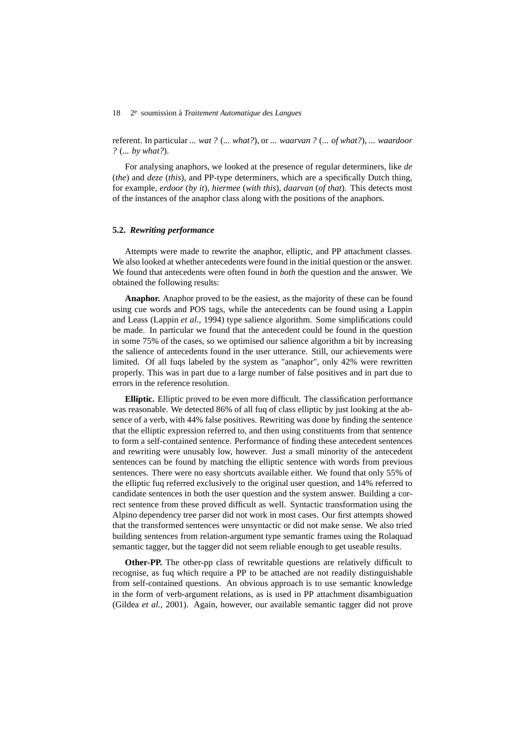referent. In particular *... wat ?* (*... what?*), or *... waarvan ?* (*... of what?*), *... waardoor ?* (*... by what?*).

For analysing anaphors, we looked at the presence of regular determiners, like *de* (*the*) and *deze* (*this*), and PP-type determiners, which are a specifically Dutch thing, for example, *erdoor* (*by it*), *hiermee* (*with this*), *daarvan* (*of that*). This detects most of the instances of the anaphor class along with the positions of the anaphors.

### 5.2. *Rewriting performance*

Attempts were made to rewrite the anaphor, elliptic, and PP attachment classes. We also looked at whether antecedents were found in the initial question or the answer. We found that antecedents were often found in *both* the question and the answer. We obtained the following results:

**Anaphor.** Anaphor proved to be the easiest, as the majority of these can be found using cue words and POS tags, while the antecedents can be found using a Lappin and Leass (Lappin *et al.*, 1994) type salience algorithm. Some simplifications could be made. In particular we found that the antecedent could be found in the question in some 75% of the cases, so we optimised our salience algorithm a bit by increasing the salience of antecedents found in the user utterance. Still, our achievements were limited. Of all fuqs labeled by the system as "anaphor", only 42% were rewritten properly. This was in part due to a large number of false positives and in part due to errors in the reference resolution.

**Elliptic.** Elliptic proved to be even more difficult. The classification performance was reasonable. We detected 86% of all fuq of class elliptic by just looking at the absence of a verb, with 44% false positives. Rewriting was done by finding the sentence that the elliptic expression referred to, and then using constituents from that sentence to form a self-contained sentence. Performance of finding these antecedent sentences and rewriting were unusably low, however. Just a small minority of the antecedent sentences can be found by matching the elliptic sentence with words from previous sentences. There were no easy shortcuts available either. We found that only 55% of the elliptic fuq referred exclusively to the original user question, and 14% referred to candidate sentences in both the user question and the system answer. Building a correct sentence from these proved difficult as well. Syntactic transformation using the Alpino dependency tree parser did not work in most cases. Our first attempts showed that the transformed sentences were unsyntactic or did not make sense. We also tried building sentences from relation-argument type semantic frames using the Rolaquad semantic tagger, but the tagger did not seem reliable enough to get useable results.

**Other-PP.** The other-pp class of rewritable questions are relatively difficult to recognise, as fuq which require a PP to be attached are not readily distinguishable from self-contained questions. An obvious approach is to use semantic knowledge in the form of verb-argument relations, as is used in PP attachment disambiguation (Gildea *et al.*, 2001). Again, however, our available semantic tagger did not prove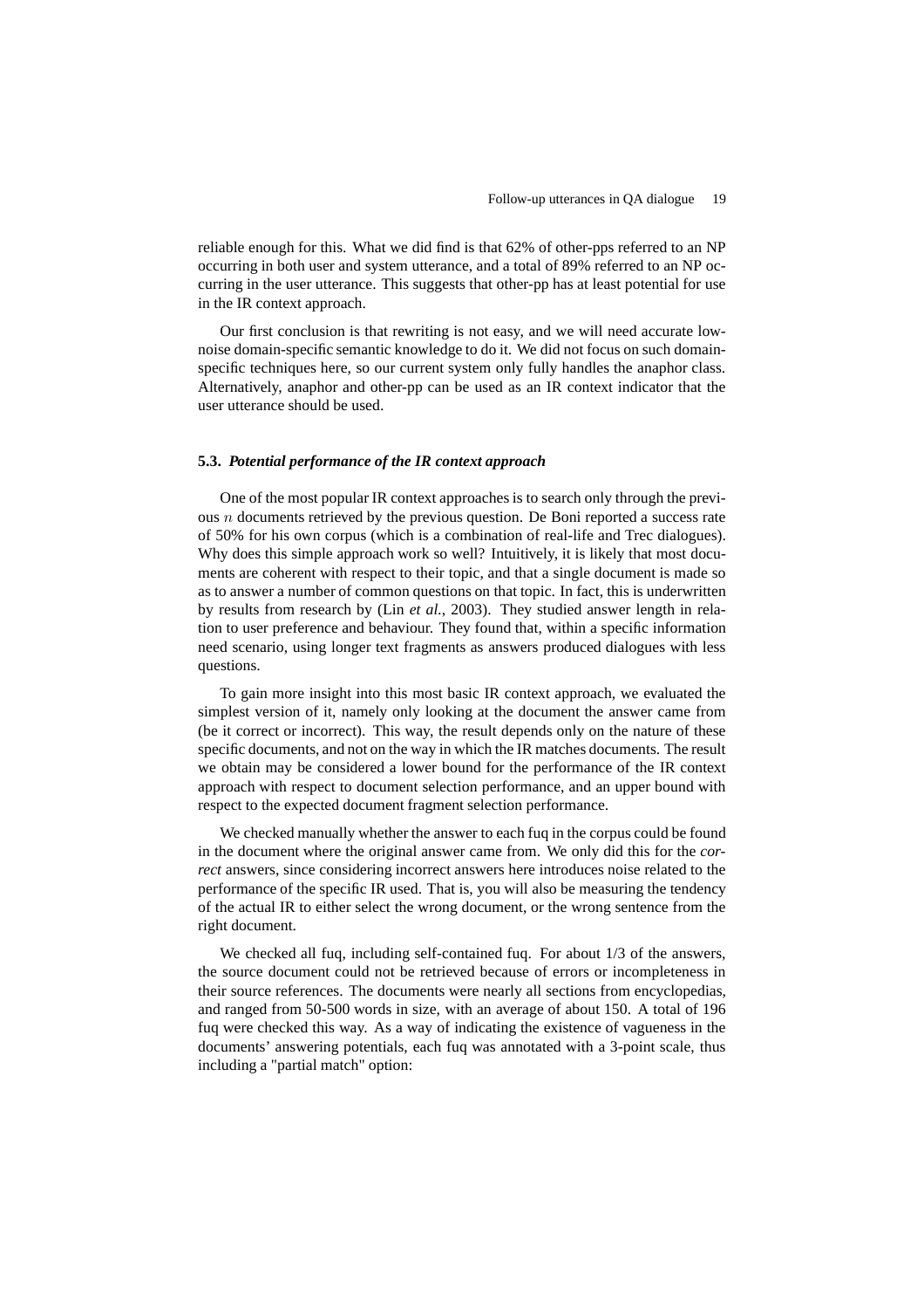reliable enough for this. What we did find is that 62% of other-pps referred to an NP occurring in both user and system utterance, and a total of 89% referred to an NP occurring in the user utterance. This suggests that other-pp has at least potential for use in the IR context approach.

Our first conclusion is that rewriting is not easy, and we will need accurate low-noise domain-specific semantic knowledge to do it. We did not focus on such domain-specific techniques here, so our current system only fully handles the anaphor class. Alternatively, anaphor and other-pp can be used as an IR context indicator that the user utterance should be used.

### 5.3. *Potential performance of the IR context approach*

One of the most popular IR context approaches is to search only through the previous $n$ documents retrieved by the previous question. De Boni reported a success rate of 50% for his own corpus (which is a combination of real-life and Trec dialogues). Why does this simple approach work so well? Intuitively, it is likely that most documents are coherent with respect to their topic, and that a single document is made so as to answer a number of common questions on that topic. In fact, this is underwritten by results from research by (Lin *et al.*, 2003). They studied answer length in relation to user preference and behaviour. They found that, within a specific information need scenario, using longer text fragments as answers produced dialogues with less questions.

To gain more insight into this most basic IR context approach, we evaluated the simplest version of it, namely only looking at the document the answer came from (be it correct or incorrect). This way, the result depends only on the nature of these specific documents, and not on the way in which the IR matches documents. The result we obtain may be considered a lower bound for the performance of the IR context approach with respect to document selection performance, and an upper bound with respect to the expected document fragment selection performance.

We checked manually whether the answer to each fuq in the corpus could be found in the document where the original answer came from. We only did this for the *correct* answers, since considering incorrect answers here introduces noise related to the performance of the specific IR used. That is, you will also be measuring the tendency of the actual IR to either select the wrong document, or the wrong sentence from the right document.

We checked all fuq, including self-contained fuq. For about 1/3 of the answers, the source document could not be retrieved because of errors or incompleteness in their source references. The documents were nearly all sections from encyclopedias, and ranged from 50-500 words in size, with an average of about 150. A total of 196 fuq were checked this way. As a way of indicating the existence of vagueness in the documents' answering potentials, each fuq was annotated with a 3-point scale, thus including a "partial match" option: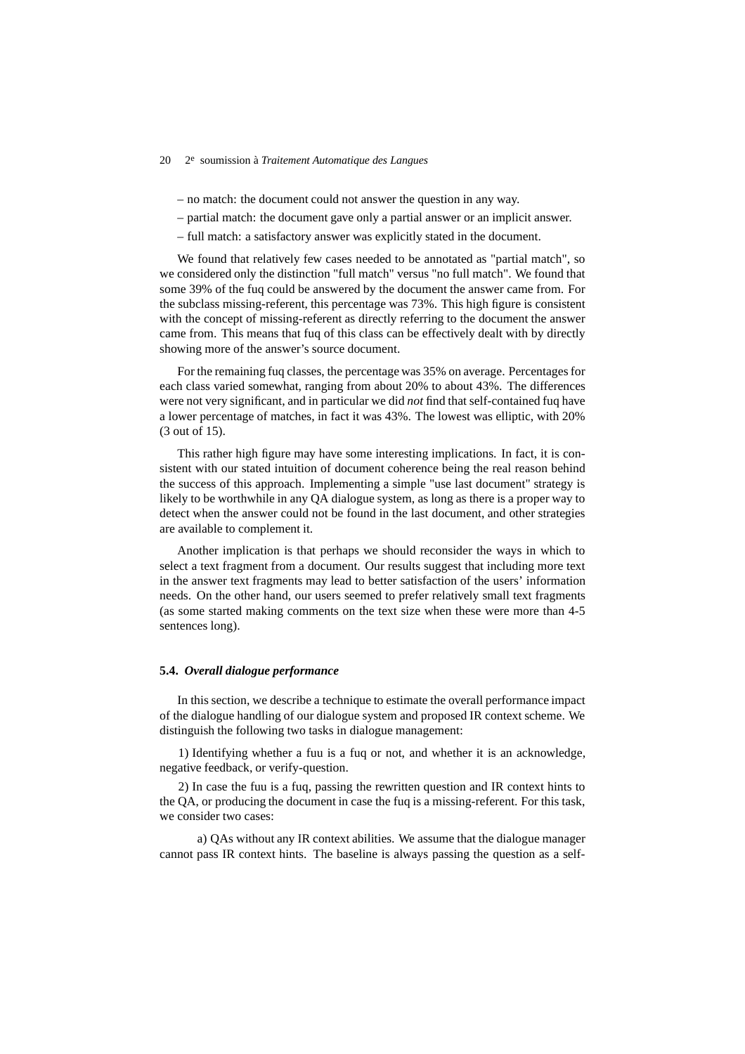– no match: the document could not answer the question in any way.

– partial match: the document gave only a partial answer or an implicit answer.

– full match: a satisfactory answer was explicitly stated in the document.

We found that relatively few cases needed to be annotated as "partial match", so we considered only the distinction "full match" versus "no full match". We found that some 39% of the fuq could be answered by the document the answer came from. For the subclass missing-referent, this percentage was 73%. This high figure is consistent with the concept of missing-referent as directly referring to the document the answer came from. This means that fuq of this class can be effectively dealt with by directly showing more of the answer's source document.

For the remaining fuq classes, the percentage was 35% on average. Percentages for each class varied somewhat, ranging from about 20% to about 43%. The differences were not very significant, and in particular we did *not* find that self-contained fuq have a lower percentage of matches, in fact it was 43%. The lowest was elliptic, with 20% (3 out of 15).

This rather high figure may have some interesting implications. In fact, it is consistent with our stated intuition of document coherence being the real reason behind the success of this approach. Implementing a simple "use last document" strategy is likely to be worthwhile in any QA dialogue system, as long as there is a proper way to detect when the answer could not be found in the last document, and other strategies are available to complement it.

Another implication is that perhaps we should reconsider the ways in which to select a text fragment from a document. Our results suggest that including more text in the answer text fragments may lead to better satisfaction of the users' information needs. On the other hand, our users seemed to prefer relatively small text fragments (as some started making comments on the text size when these were more than 4-5 sentences long).

### 5.4. *Overall dialogue performance*

In this section, we describe a technique to estimate the overall performance impact of the dialogue handling of our dialogue system and proposed IR context scheme. We distinguish the following two tasks in dialogue management:

1) Identifying whether a fuu is a fuq or not, and whether it is an acknowledge, negative feedback, or verify-question.

2) In case the fuu is a fuq, passing the rewritten question and IR context hints to the QA, or producing the document in case the fuq is a missing-referent. For this task, we consider two cases:

a) QAs without any IR context abilities. We assume that the dialogue manager cannot pass IR context hints. The baseline is always passing the question as a self-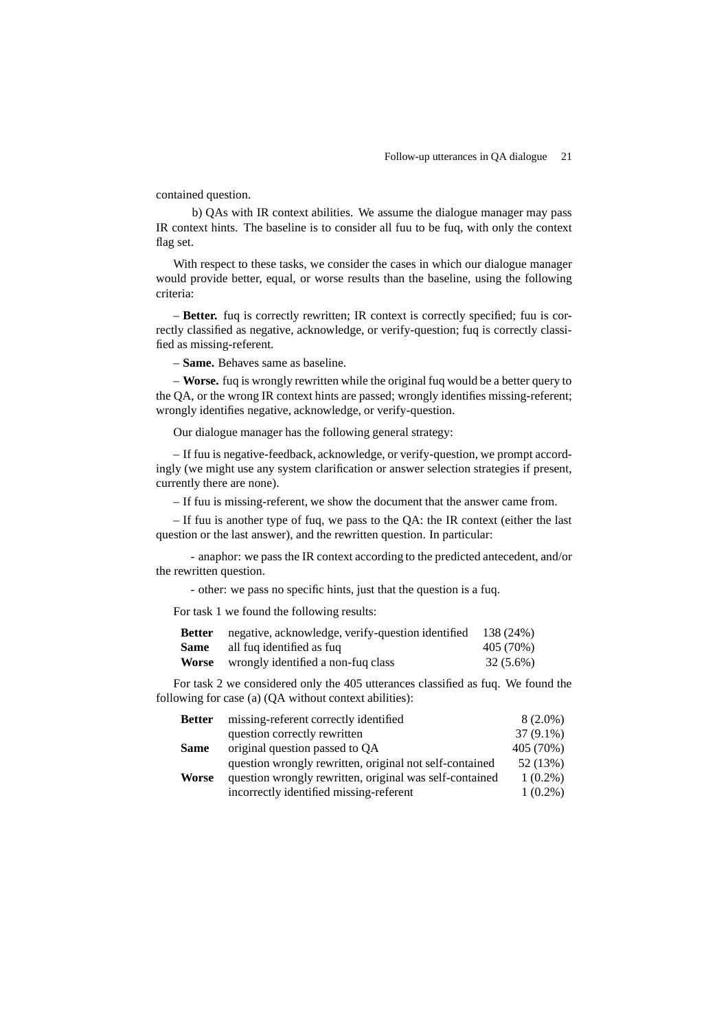contained question.

b) QAs with IR context abilities. We assume the dialogue manager may pass IR context hints. The baseline is to consider all fuu to be fuq, with only the context flag set.

With respect to these tasks, we consider the cases in which our dialogue manager would provide better, equal, or worse results than the baseline, using the following criteria:

– **Better.** fuq is correctly rewritten; IR context is correctly specified; fuu is correctly classified as negative, acknowledge, or verify-question; fuq is correctly classified as missing-referent.

– **Same.** Behaves same as baseline.

– **Worse.** fuq is wrongly rewritten while the original fuq would be a better query to the QA, or the wrong IR context hints are passed; wrongly identifies missing-referent; wrongly identifies negative, acknowledge, or verify-question.

Our dialogue manager has the following general strategy:

– If fuu is negative-feedback, acknowledge, or verify-question, we prompt accordingly (we might use any system clarification or answer selection strategies if present, currently there are none).

– If fuu is missing-referent, we show the document that the answer came from.

– If fuu is another type of fuq, we pass to the QA: the IR context (either the last question or the last answer), and the rewritten question. In particular:

- anaphor: we pass the IR context according to the predicted antecedent, and/or the rewritten question.

- other: we pass no specific hints, just that the question is a fuq.

For task 1 we found the following results:

| | | |
|---|---|---|
| **Better** | negative, acknowledge, verify-question identified | 138 (24%) |
| **Same** | all fuq identified as fuq | 405 (70%) |
| **Worse** | wrongly identified a non-fuq class | 32 (5.6%) |

For task 2 we considered only the 405 utterances classified as fuq. We found the following for case (a) (QA without context abilities):

| | | |
|---|---|---|
| **Better** | missing-referent correctly identified | 8 (2.0%) |
| | question correctly rewritten | 37 (9.1%) |
| **Same** | original question passed to QA | 405 (70%) |
| | question wrongly rewritten, original not self-contained | 52 (13%) |
| **Worse** | question wrongly rewritten, original was self-contained | 1 (0.2%) |
| | incorrectly identified missing-referent | 1 (0.2%) |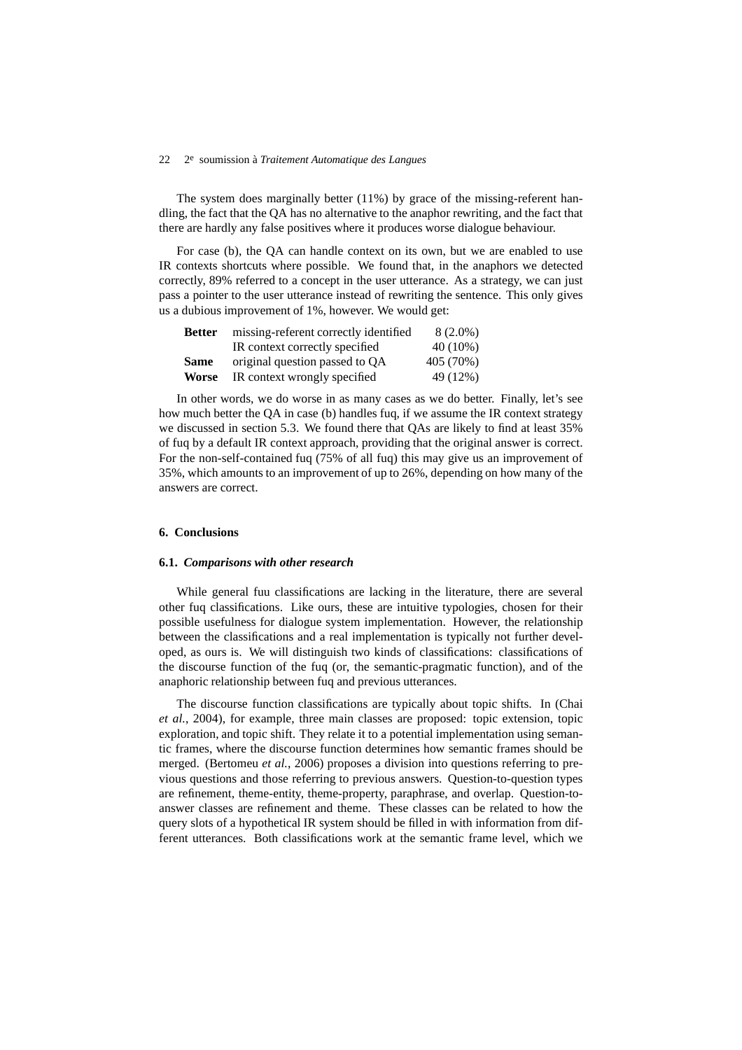The system does marginally better (11%) by grace of the missing-referent handling, the fact that the QA has no alternative to the anaphor rewriting, and the fact that there are hardly any false positives where it produces worse dialogue behaviour.

For case (b), the QA can handle context on its own, but we are enabled to use IR contexts shortcuts where possible. We found that, in the anaphors we detected correctly, 89% referred to a concept in the user utterance. As a strategy, we can just pass a pointer to the user utterance instead of rewriting the sentence. This only gives us a dubious improvement of 1%, however. We would get:

| | | |
|---|---|---|
| **Better** | missing-referent correctly identified | 8 (2.0%) |
| | IR context correctly specified | 40 (10%) |
| **Same** | original question passed to QA | 405 (70%) |
| **Worse** | IR context wrongly specified | 49 (12%) |

In other words, we do worse in as many cases as we do better. Finally, let's see how much better the QA in case (b) handles fuq, if we assume the IR context strategy we discussed in section 5.3. We found there that QAs are likely to find at least 35% of fuq by a default IR context approach, providing that the original answer is correct. For the non-self-contained fuq (75% of all fuq) this may give us an improvement of 35%, which amounts to an improvement of up to 26%, depending on how many of the answers are correct.

## 6. Conclusions

### 6.1. *Comparisons with other research*

While general fuu classifications are lacking in the literature, there are several other fuq classifications. Like ours, these are intuitive typologies, chosen for their possible usefulness for dialogue system implementation. However, the relationship between the classifications and a real implementation is typically not further developed, as ours is. We will distinguish two kinds of classifications: classifications of the discourse function of the fuq (or, the semantic-pragmatic function), and of the anaphoric relationship between fuq and previous utterances.

The discourse function classifications are typically about topic shifts. In (Chai *et al.*, 2004), for example, three main classes are proposed: topic extension, topic exploration, and topic shift. They relate it to a potential implementation using semantic frames, where the discourse function determines how semantic frames should be merged. (Bertomeu *et al.*, 2006) proposes a division into questions referring to previous questions and those referring to previous answers. Question-to-question types are refinement, theme-entity, theme-property, paraphrase, and overlap. Question-to-answer classes are refinement and theme. These classes can be related to how the query slots of a hypothetical IR system should be filled in with information from different utterances. Both classifications work at the semantic frame level, which we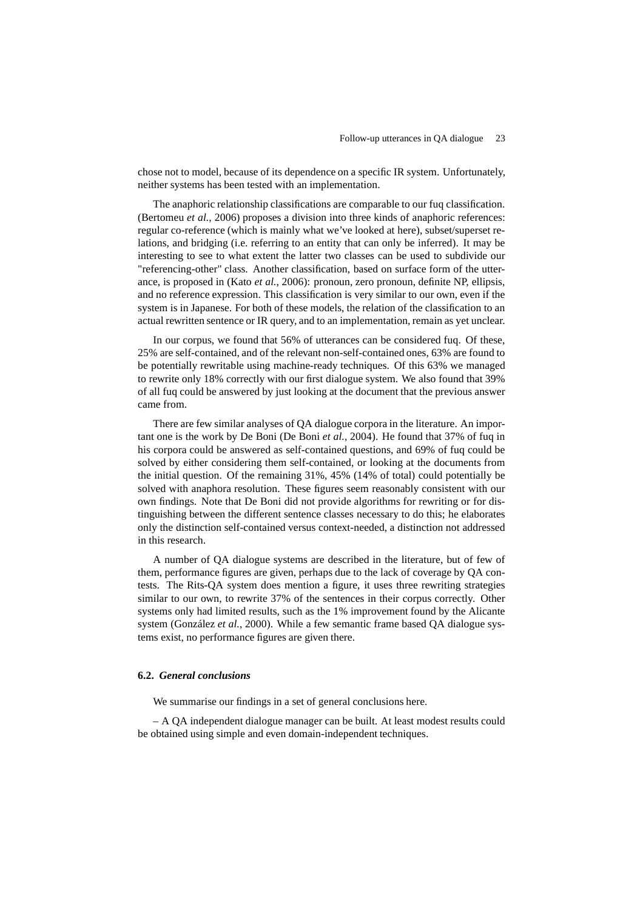chose not to model, because of its dependence on a specific IR system. Unfortunately, neither systems has been tested with an implementation.

The anaphoric relationship classifications are comparable to our fuq classification. (Bertomeu *et al.*, 2006) proposes a division into three kinds of anaphoric references: regular co-reference (which is mainly what we've looked at here), subset/superset relations, and bridging (i.e. referring to an entity that can only be inferred). It may be interesting to see to what extent the latter two classes can be used to subdivide our "referencing-other" class. Another classification, based on surface form of the utterance, is proposed in (Kato *et al.*, 2006): pronoun, zero pronoun, definite NP, ellipsis, and no reference expression. This classification is very similar to our own, even if the system is in Japanese. For both of these models, the relation of the classification to an actual rewritten sentence or IR query, and to an implementation, remain as yet unclear.

In our corpus, we found that 56% of utterances can be considered fuq. Of these, 25% are self-contained, and of the relevant non-self-contained ones, 63% are found to be potentially rewritable using machine-ready techniques. Of this 63% we managed to rewrite only 18% correctly with our first dialogue system. We also found that 39% of all fuq could be answered by just looking at the document that the previous answer came from.

There are few similar analyses of QA dialogue corpora in the literature. An important one is the work by De Boni (De Boni *et al.*, 2004). He found that 37% of fuq in his corpora could be answered as self-contained questions, and 69% of fuq could be solved by either considering them self-contained, or looking at the documents from the initial question. Of the remaining 31%, 45% (14% of total) could potentially be solved with anaphora resolution. These figures seem reasonably consistent with our own findings. Note that De Boni did not provide algorithms for rewriting or for distinguishing between the different sentence classes necessary to do this; he elaborates only the distinction self-contained versus context-needed, a distinction not addressed in this research.

A number of QA dialogue systems are described in the literature, but of few of them, performance figures are given, perhaps due to the lack of coverage by QA contests. The Rits-QA system does mention a figure, it uses three rewriting strategies similar to our own, to rewrite 37% of the sentences in their corpus correctly. Other systems only had limited results, such as the 1% improvement found by the Alicante system (González *et al.*, 2000). While a few semantic frame based QA dialogue systems exist, no performance figures are given there.

### 6.2. *General conclusions*

We summarise our findings in a set of general conclusions here.

– A QA independent dialogue manager can be built. At least modest results could be obtained using simple and even domain-independent techniques.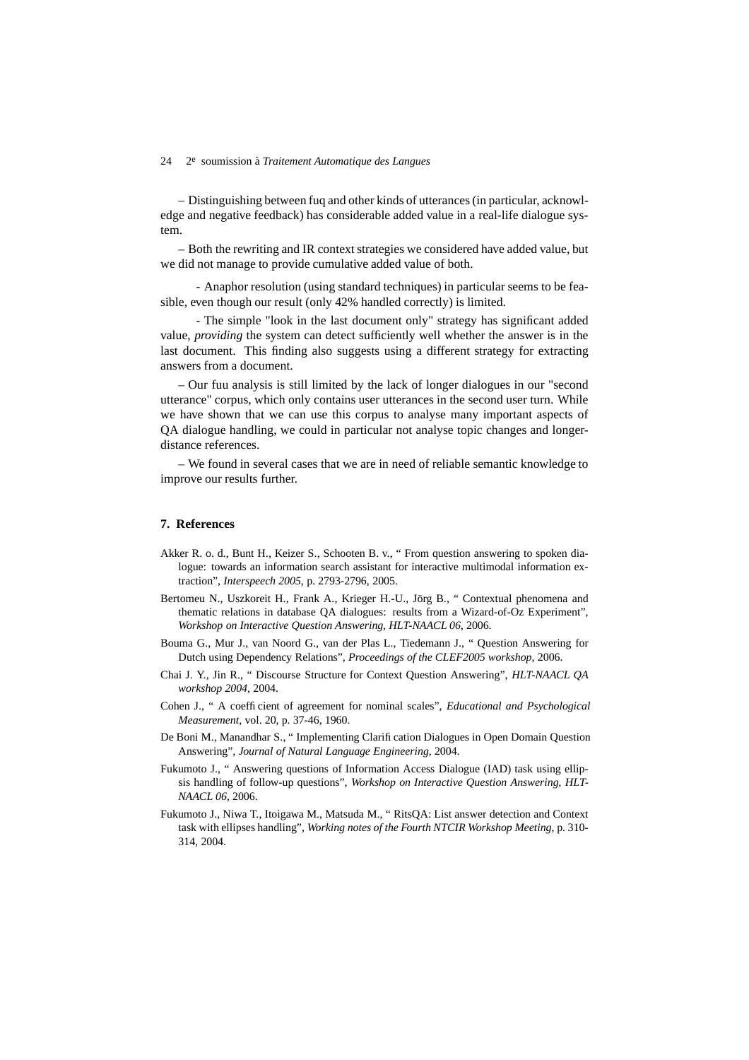– Distinguishing between fuq and other kinds of utterances (in particular, acknowledge and negative feedback) has considerable added value in a real-life dialogue system.

– Both the rewriting and IR context strategies we considered have added value, but we did not manage to provide cumulative added value of both.

- Anaphor resolution (using standard techniques) in particular seems to be feasible, even though our result (only 42% handled correctly) is limited.

- The simple "look in the last document only" strategy has significant added value, *providing* the system can detect sufficiently well whether the answer is in the last document. This finding also suggests using a different strategy for extracting answers from a document.

– Our fuu analysis is still limited by the lack of longer dialogues in our "second utterance" corpus, which only contains user utterances in the second user turn. While we have shown that we can use this corpus to analyse many important aspects of QA dialogue handling, we could in particular not analyse topic changes and longer-distance references.

– We found in several cases that we are in need of reliable semantic knowledge to improve our results further.

## 7. References

Akker R. o. d., Bunt H., Keizer S., Schooten B. v., " From question answering to spoken dialogue: towards an information search assistant for interactive multimodal information extraction", *Interspeech 2005*, p. 2793-2796, 2005.

Bertomeu N., Uszkoreit H., Frank A., Krieger H.-U., Jörg B., " Contextual phenomena and thematic relations in database QA dialogues: results from a Wizard-of-Oz Experiment", *Workshop on Interactive Question Answering, HLT-NAACL 06*, 2006.

Bouma G., Mur J., van Noord G., van der Plas L., Tiedemann J., " Question Answering for Dutch using Dependency Relations", *Proceedings of the CLEF2005 workshop*, 2006.

Chai J. Y., Jin R., " Discourse Structure for Context Question Answering", *HLT-NAACL QA workshop 2004*, 2004.

Cohen J., " A coefficient of agreement for nominal scales", *Educational and Psychological Measurement*, vol. 20, p. 37-46, 1960.

De Boni M., Manandhar S., " Implementing Clarification Dialogues in Open Domain Question Answering", *Journal of Natural Language Engineering*, 2004.

Fukumoto J., " Answering questions of Information Access Dialogue (IAD) task using ellipsis handling of follow-up questions", *Workshop on Interactive Question Answering, HLT-NAACL 06*, 2006.

Fukumoto J., Niwa T., Itoigawa M., Matsuda M., " RitsQA: List answer detection and Context task with ellipses handling", *Working notes of the Fourth NTCIR Workshop Meeting*, p. 310-314, 2004.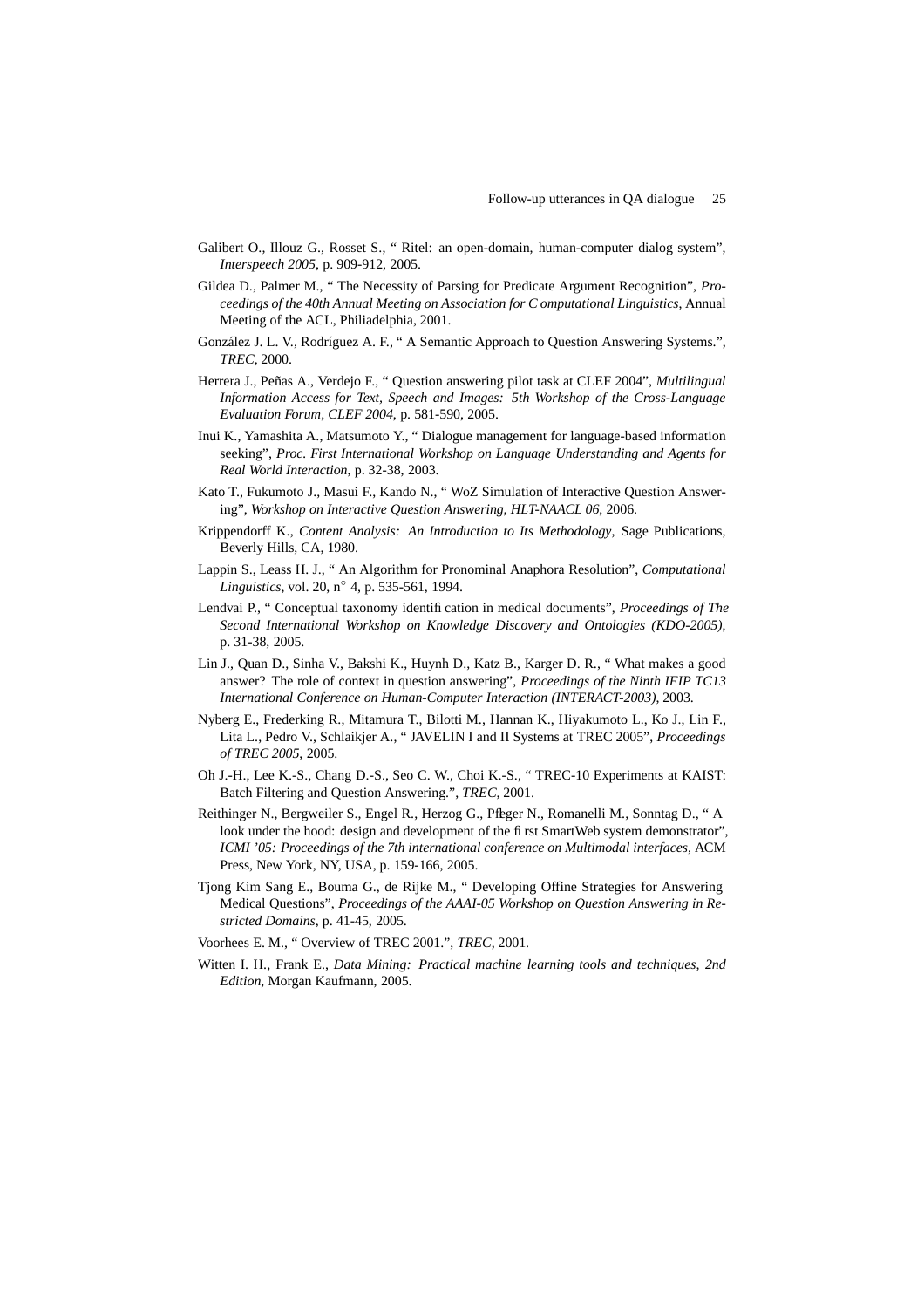Galibert O., Illouz G., Rosset S., " Ritel: an open-domain, human-computer dialog system", *Interspeech 2005*, p. 909-912, 2005.

Gildea D., Palmer M., " The Necessity of Parsing for Predicate Argument Recognition", *Proceedings of the 40th Annual Meeting on Association for Computational Linguistics*, Annual Meeting of the ACL, Philiadelphia, 2001.

González J. L. V., Rodríguez A. F., " A Semantic Approach to Question Answering Systems.", *TREC*, 2000.

Herrera J., Peñas A., Verdejo F., " Question answering pilot task at CLEF 2004", *Multilingual Information Access for Text, Speech and Images: 5th Workshop of the Cross-Language Evaluation Forum, CLEF 2004*, p. 581-590, 2005.

Inui K., Yamashita A., Matsumoto Y., " Dialogue management for language-based information seeking", *Proc. First International Workshop on Language Understanding and Agents for Real World Interaction*, p. 32-38, 2003.

Kato T., Fukumoto J., Masui F., Kando N., " WoZ Simulation of Interactive Question Answering", *Workshop on Interactive Question Answering, HLT-NAACL 06*, 2006.

Krippendorff K., *Content Analysis: An Introduction to Its Methodology*, Sage Publications, Beverly Hills, CA, 1980.

Lappin S., Leass H. J., " An Algorithm for Pronominal Anaphora Resolution", *Computational Linguistics*, vol. 20, n° 4, p. 535-561, 1994.

Lendvai P., " Conceptual taxonomy identification in medical documents", *Proceedings of The Second International Workshop on Knowledge Discovery and Ontologies (KDO-2005)*, p. 31-38, 2005.

Lin J., Quan D., Sinha V., Bakshi K., Huynh D., Katz B., Karger D. R., " What makes a good answer? The role of context in question answering", *Proceedings of the Ninth IFIP TC13 International Conference on Human-Computer Interaction (INTERACT-2003)*, 2003.

Nyberg E., Frederking R., Mitamura T., Bilotti M., Hannan K., Hiyakumoto L., Ko J., Lin F., Lita L., Pedro V., Schlaikjer A., " JAVELIN I and II Systems at TREC 2005", *Proceedings of TREC 2005*, 2005.

Oh J.-H., Lee K.-S., Chang D.-S., Seo C. W., Choi K.-S., " TREC-10 Experiments at KAIST: Batch Filtering and Question Answering.", *TREC*, 2001.

Reithinger N., Bergweiler S., Engel R., Herzog G., Pfleger N., Romanelli M., Sonntag D., " A look under the hood: design and development of the first SmartWeb system demonstrator", *ICMI '05: Proceedings of the 7th international conference on Multimodal interfaces*, ACM Press, New York, NY, USA, p. 159-166, 2005.

Tjong Kim Sang E., Bouma G., de Rijke M., " Developing Offline Strategies for Answering Medical Questions", *Proceedings of the AAAI-05 Workshop on Question Answering in Restricted Domains*, p. 41-45, 2005.

Voorhees E. M., " Overview of TREC 2001.", *TREC*, 2001.

Witten I. H., Frank E., *Data Mining: Practical machine learning tools and techniques, 2nd Edition*, Morgan Kaufmann, 2005.